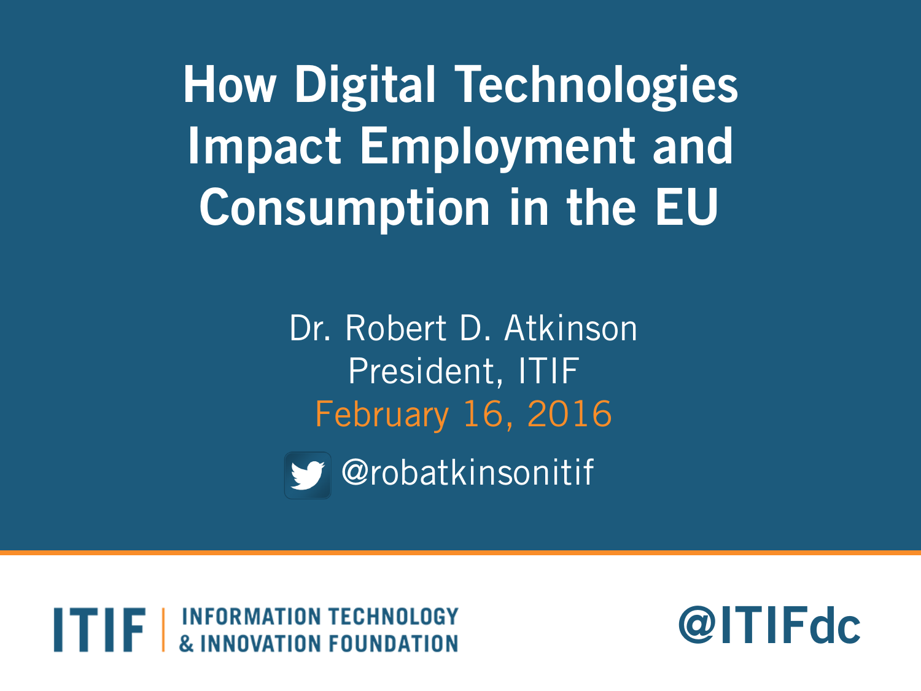# How Digital Technologies Impact Employment and Consumption in the EU

Dr. Robert D. Atkinson

President, ITIF

February 16, 2016

@robatkinsonitif

ITIF | INFORMATION TECHNOLOGY & INNOVATION FOUNDATION

@ITIFdc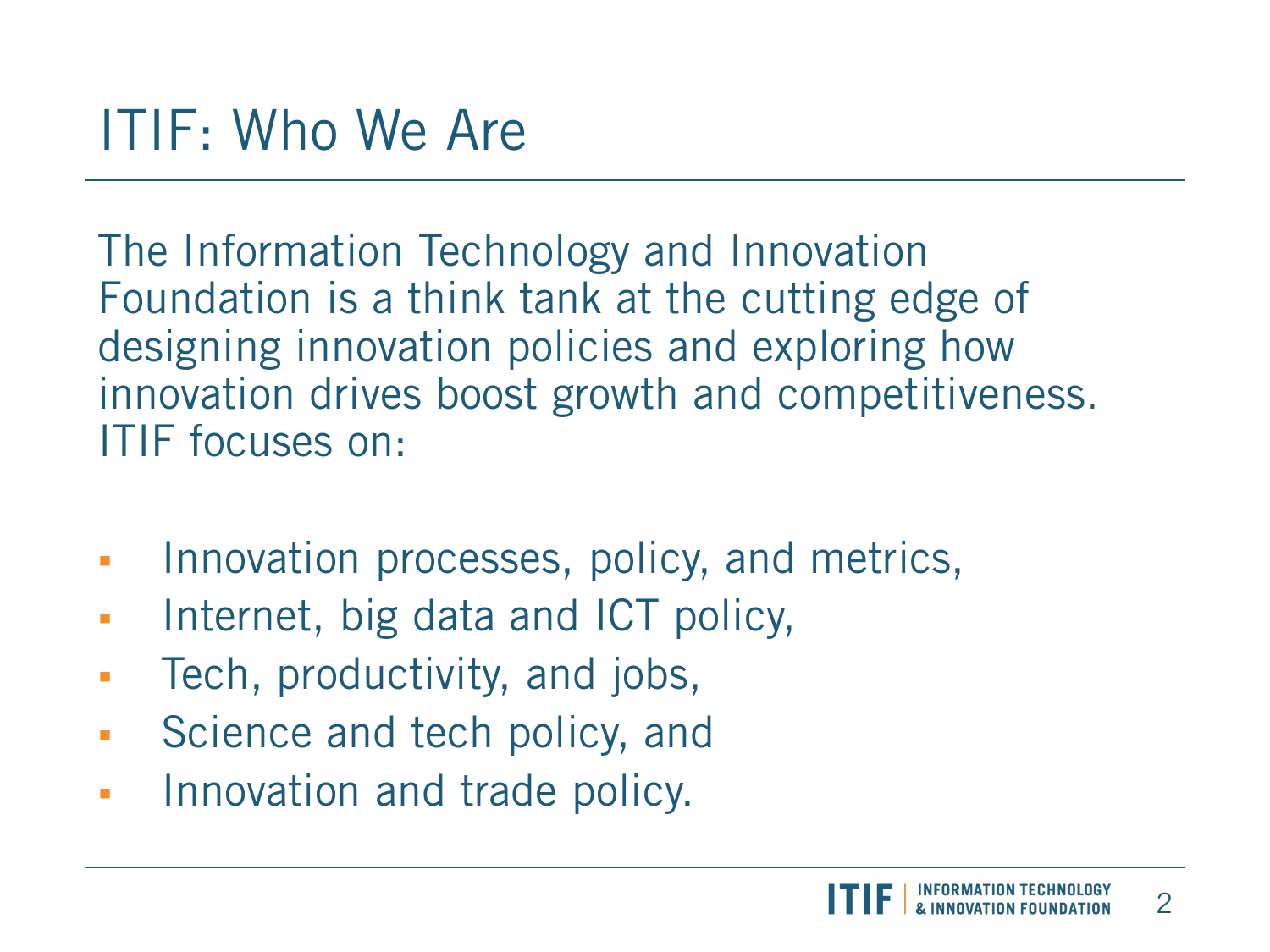# ITIF: Who We Are

The Information Technology and Innovation Foundation is a think tank at the cutting edge of designing innovation policies and exploring how innovation drives boost growth and competitiveness. ITIF focuses on:

- Innovation processes, policy, and metrics,
- Internet, big data and ICT policy,
- Tech, productivity, and jobs,
- Science and tech policy, and
- Innovation and trade policy.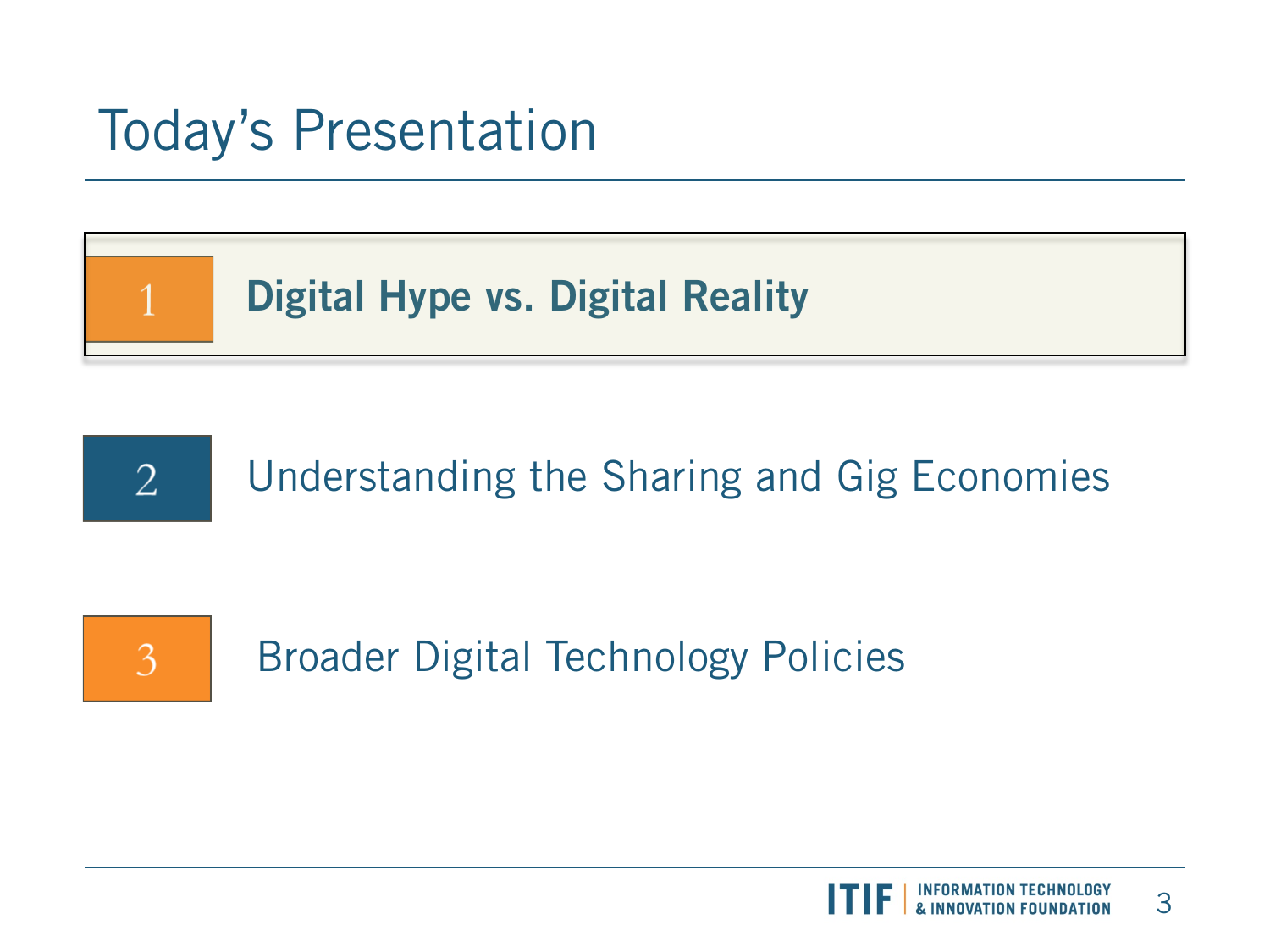# Today's Presentation

1. **Digital Hype vs. Digital Reality**
2. Understanding the Sharing and Gig Economies
3. Broader Digital Technology Policies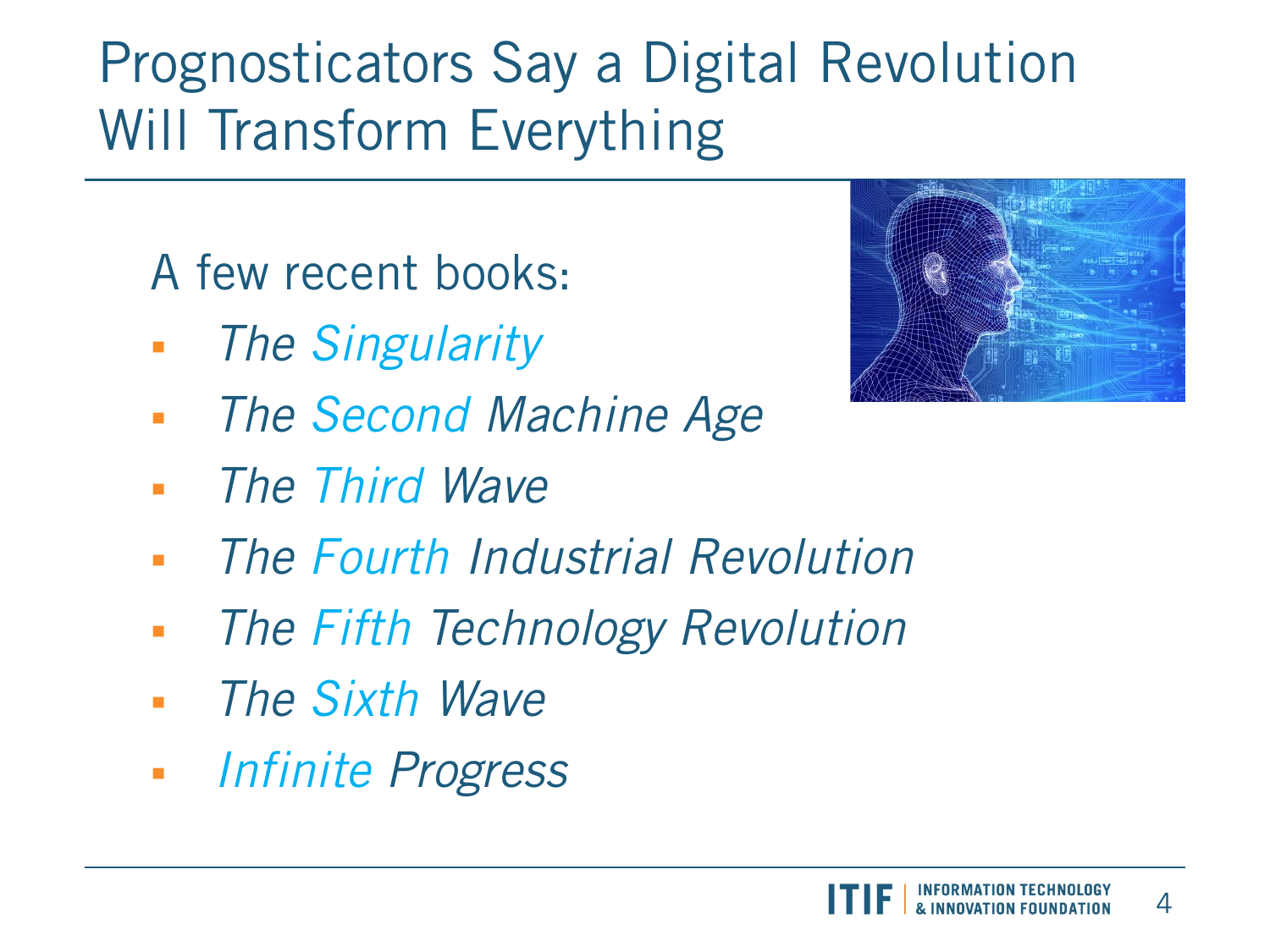# Prognosticators Say a Digital Revolution Will Transform Everything

A few recent books:

- *The Singularity*
- *The Second Machine Age*
- *The Third Wave*
- *The Fourth Industrial Revolution*
- *The Fifth Technology Revolution*
- *The Sixth Wave*
- *Infinite Progress*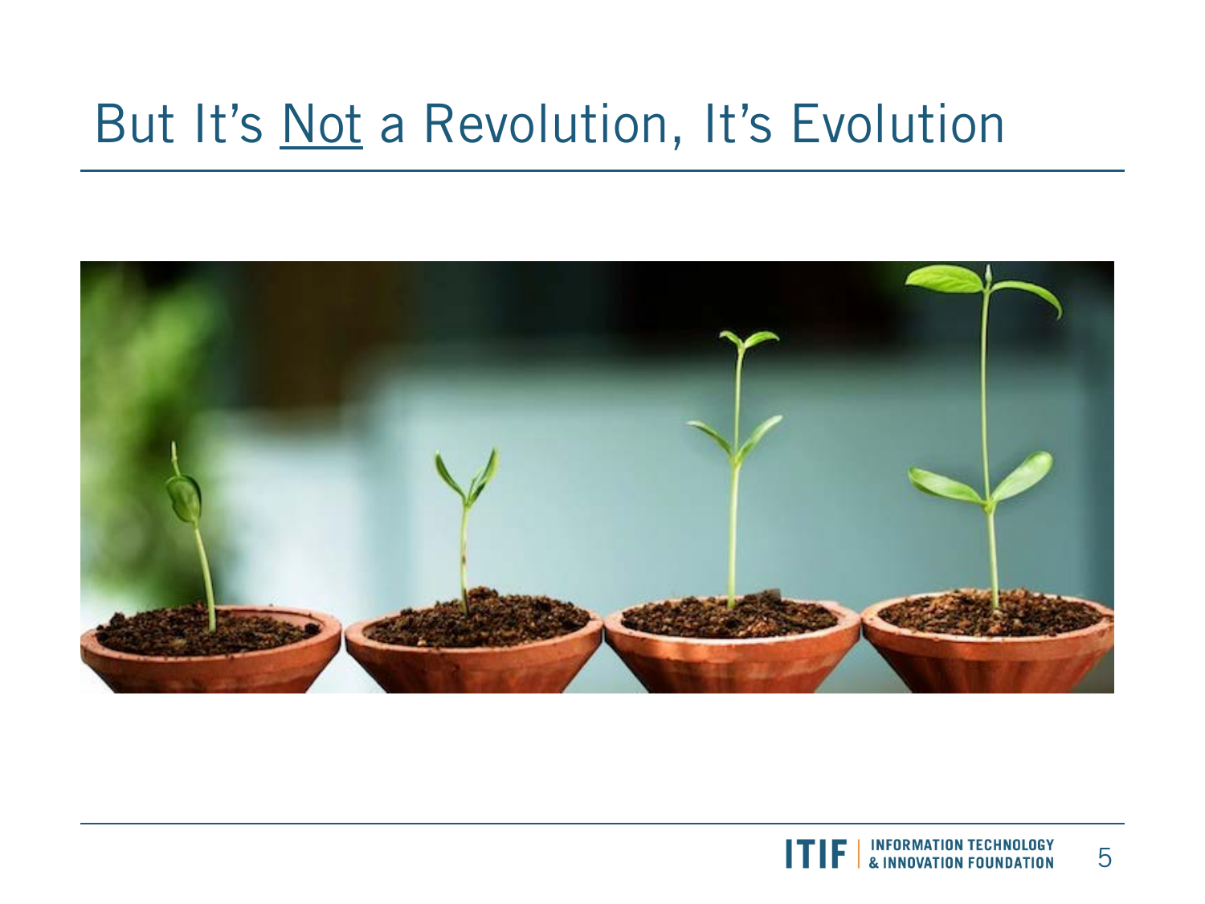# But It's <u>Not</u> a Revolution, It's Evolution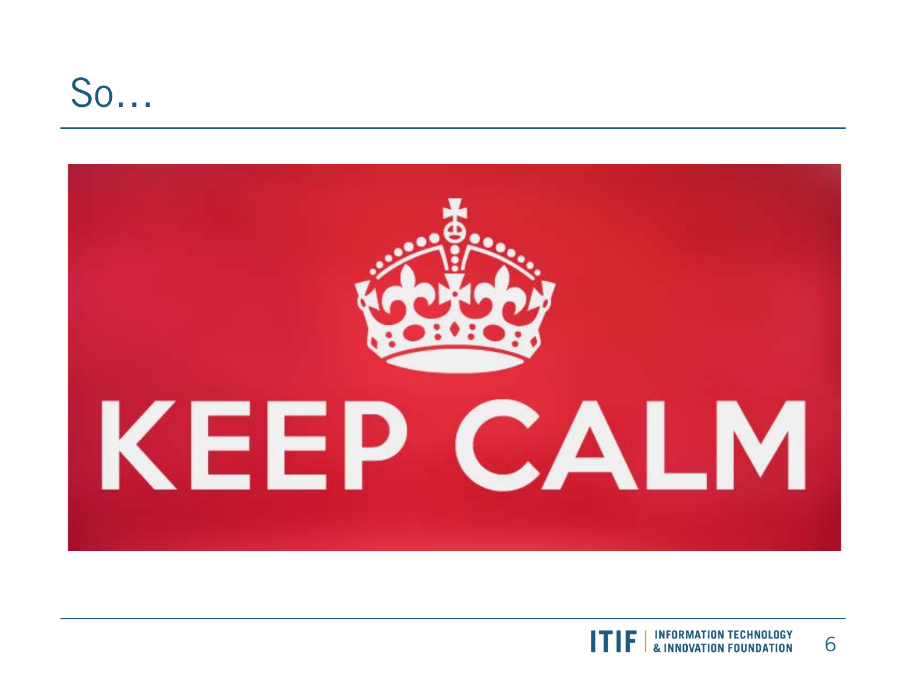# So…

KEEP CALM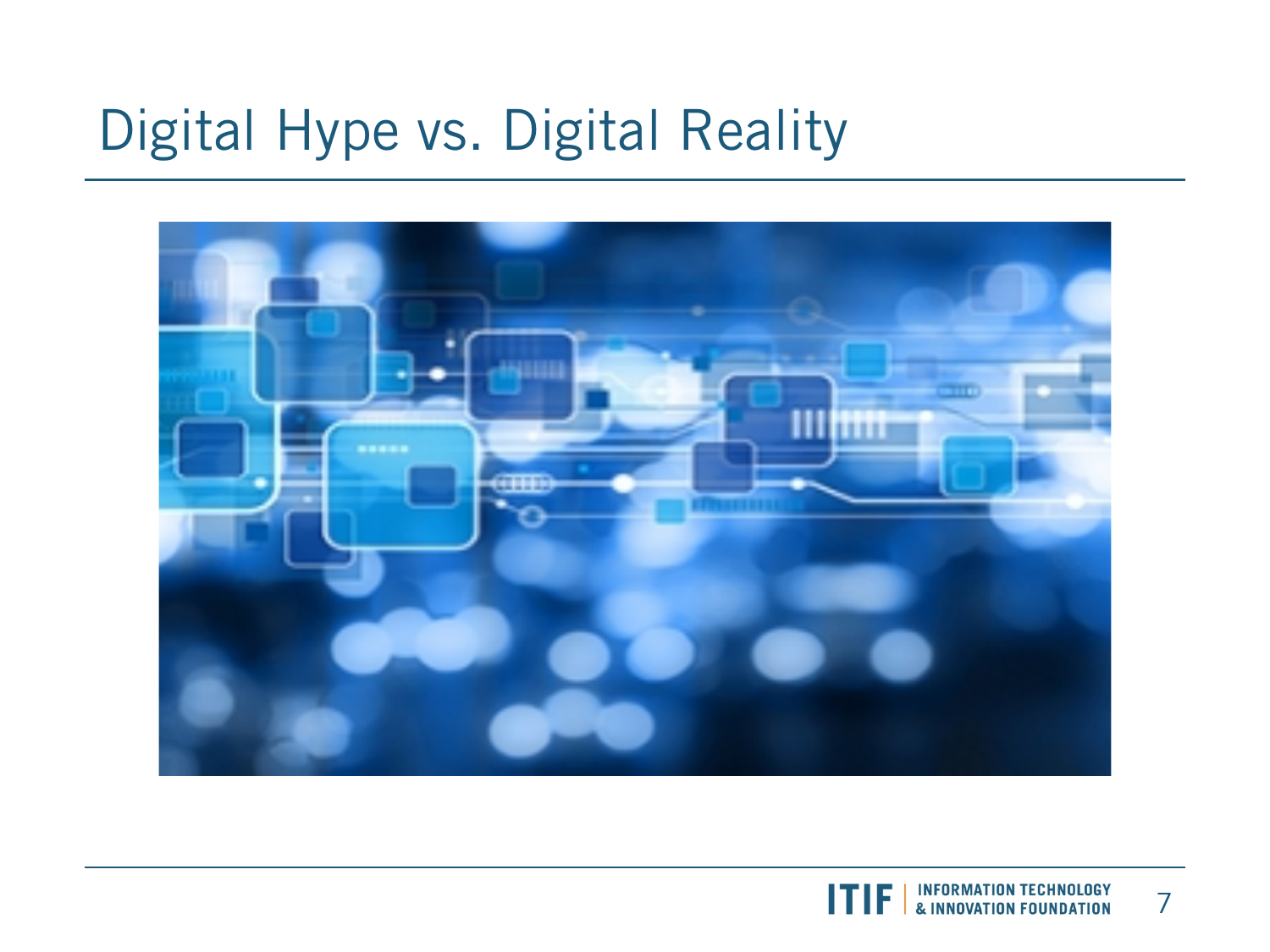# Digital Hype vs. Digital Reality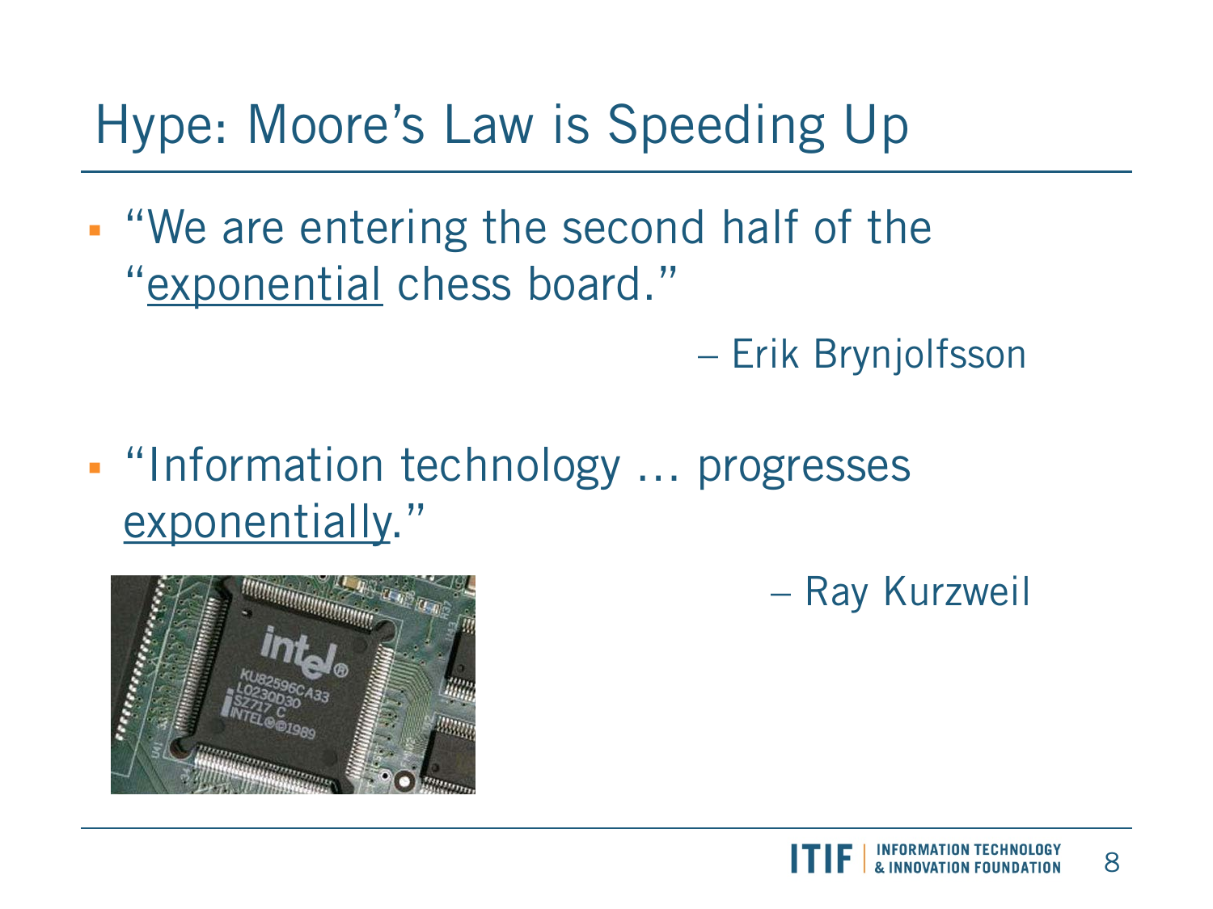# Hype: Moore's Law is Speeding Up

- "We are entering the second half of the "exponential chess board."

  – Erik Brynjolfsson

- "Information technology … progresses exponentially."

  – Ray Kurzweil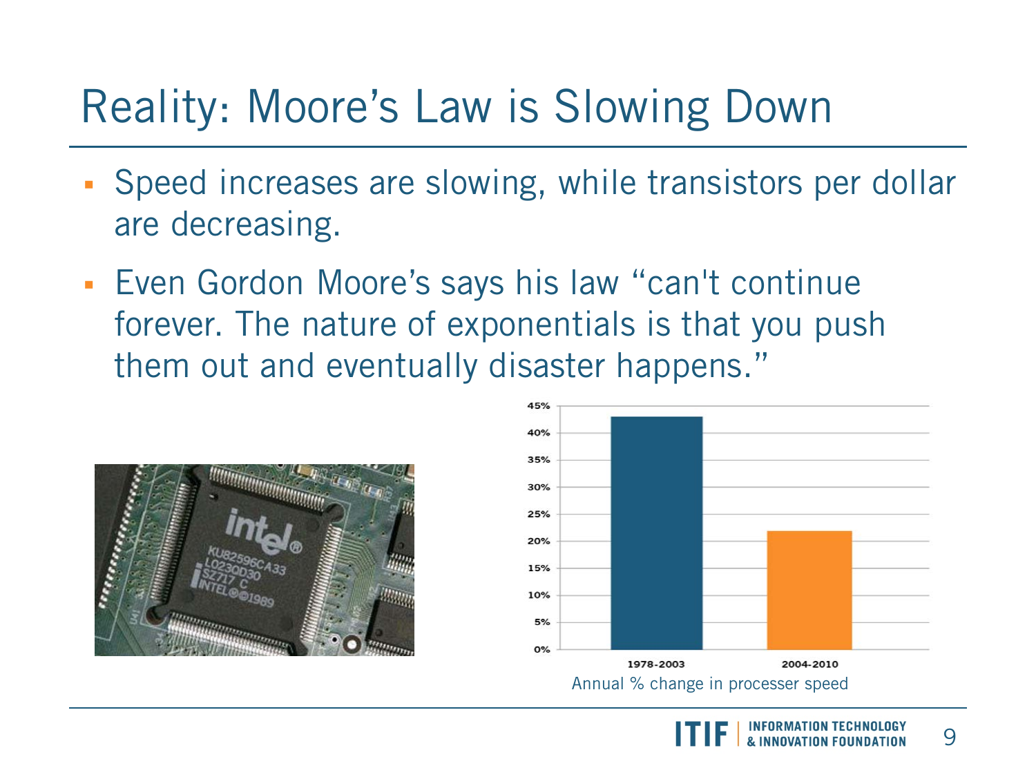# Reality: Moore's Law is Slowing Down

- Speed increases are slowing, while transistors per dollar are decreasing.
- Even Gordon Moore's says his law "can't continue forever. The nature of exponentials is that you push them out and eventually disaster happens."

| Period | Annual % change in processer speed |
| --- | --- |
| 1978-2003 | ~43% |
| 2004-2010 | ~22% |

Annual % change in processer speed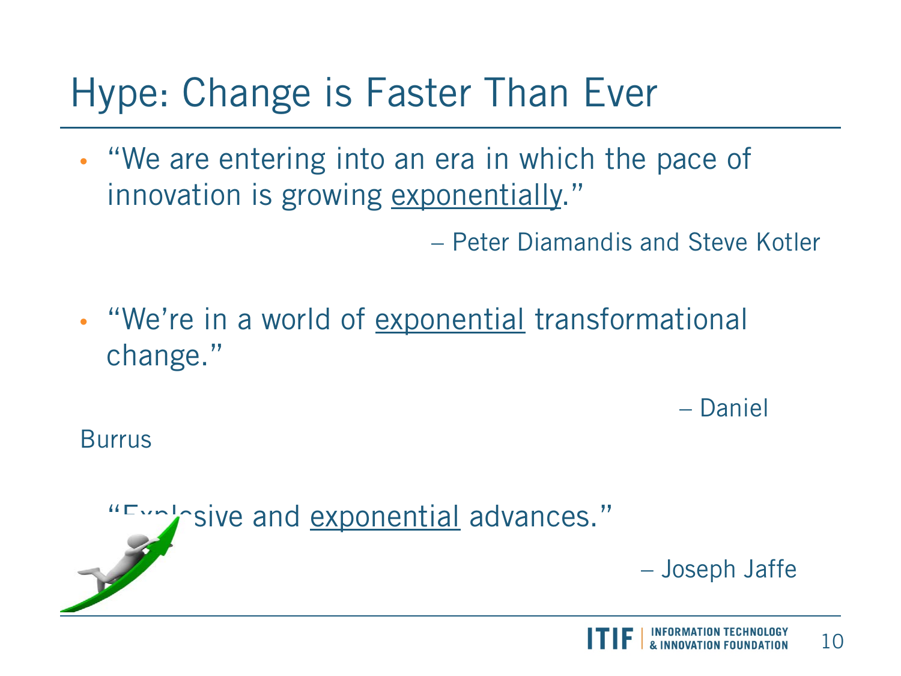# Hype: Change is Faster Than Ever

- "We are entering into an era in which the pace of innovation is growing exponentially."

– Peter Diamandis and Steve Kotler

- "We're in a world of exponential transformational change."

– Daniel Burrus

- "Explosive and exponential advances."

– Joseph Jaffe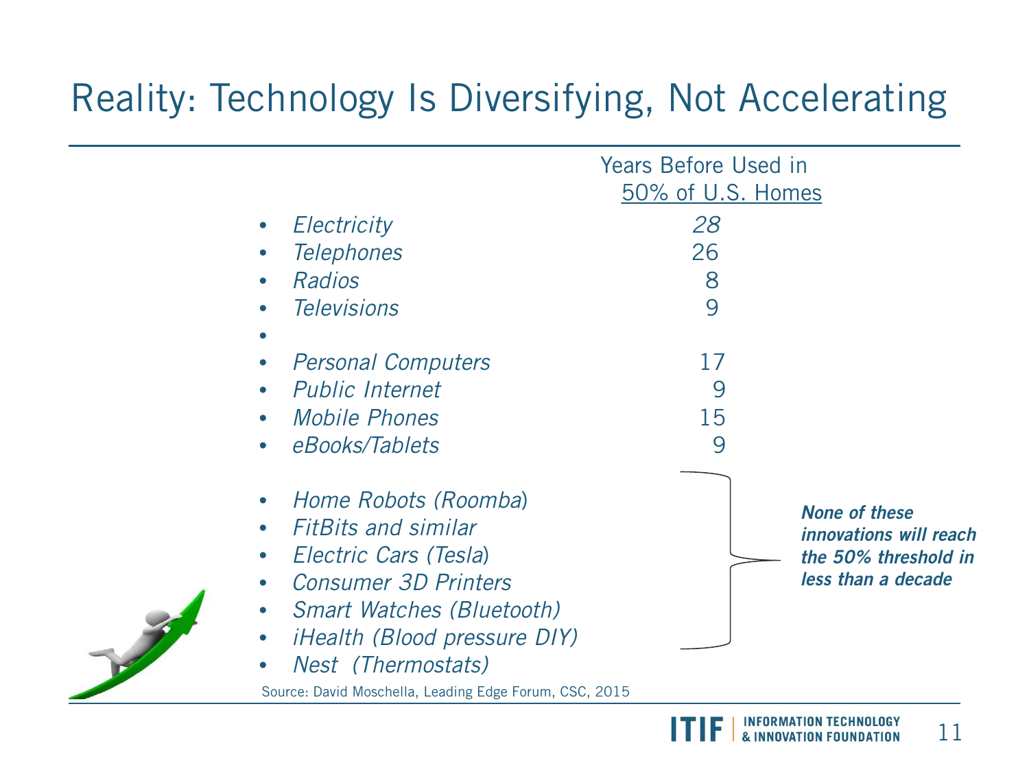# Reality: Technology Is Diversifying, Not Accelerating

| | Years Before Used in 50% of U.S. Homes |
|---|---|
| *Electricity* | *28* |
| *Telephones* | 26 |
| *Radios* | 8 |
| *Televisions* | 9 |
| | |
| *Personal Computers* | 17 |
| *Public Internet* | 9 |
| *Mobile Phones* | 15 |
| *eBooks/Tablets* | 9 |

- *Home Robots (Roomba)*
- *FitBits and similar*
- *Electric Cars (Tesla)*
- *Consumer 3D Printers*
- *Smart Watches (Bluetooth)*
- *iHealth (Blood pressure DIY)*
- *Nest (Thermostats)*

***None of these innovations will reach the 50% threshold in less than a decade***

Source: David Moschella, Leading Edge Forum, CSC, 2015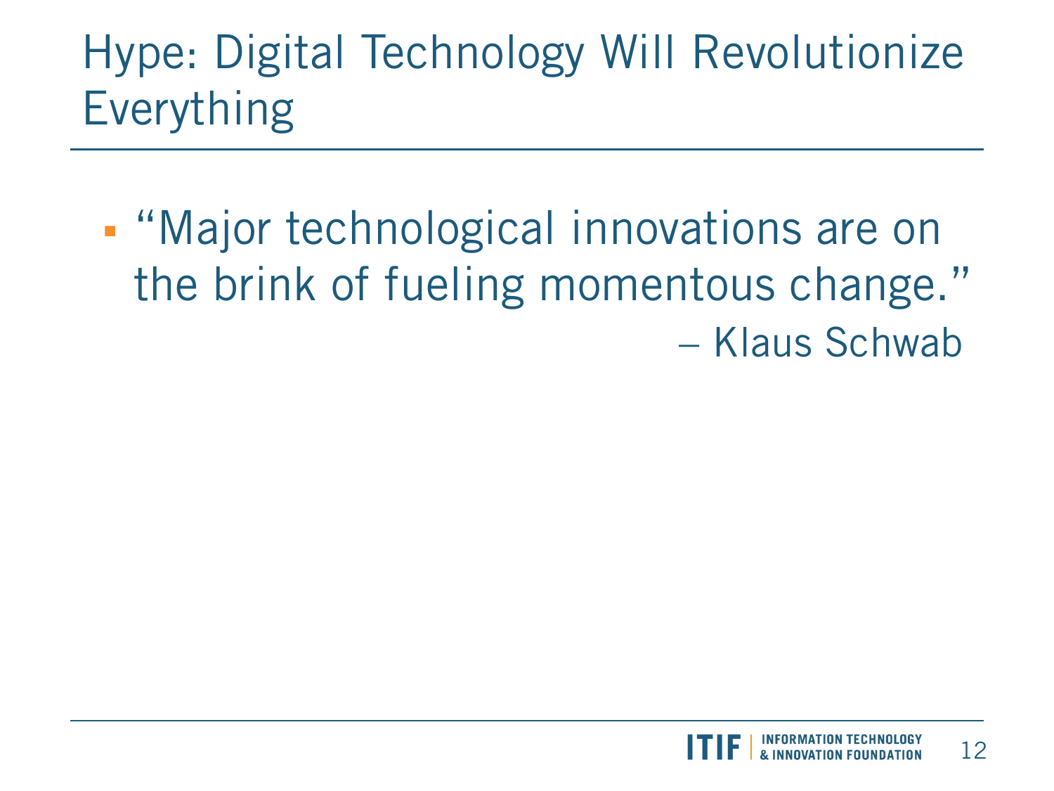# Hype: Digital Technology Will Revolutionize Everything

- "Major technological innovations are on the brink of fueling momentous change."

  – Klaus Schwab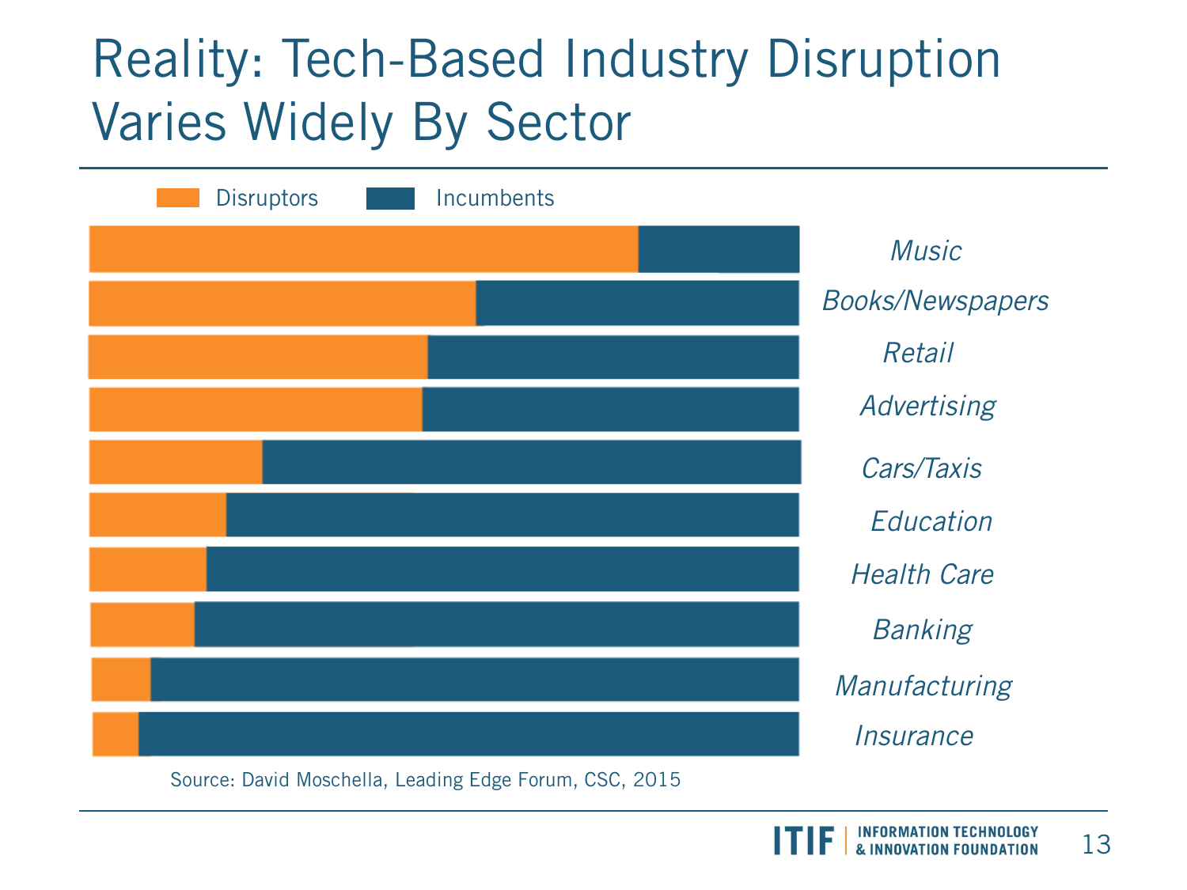# Reality: Tech-Based Industry Disruption Varies Widely By Sector

Disruptors | Incumbents

Music

Books/Newspapers

Retail

Advertising

Cars/Taxis

Education

Health Care

Banking

Manufacturing

Insurance

Source: David Moschella, Leading Edge Forum, CSC, 2015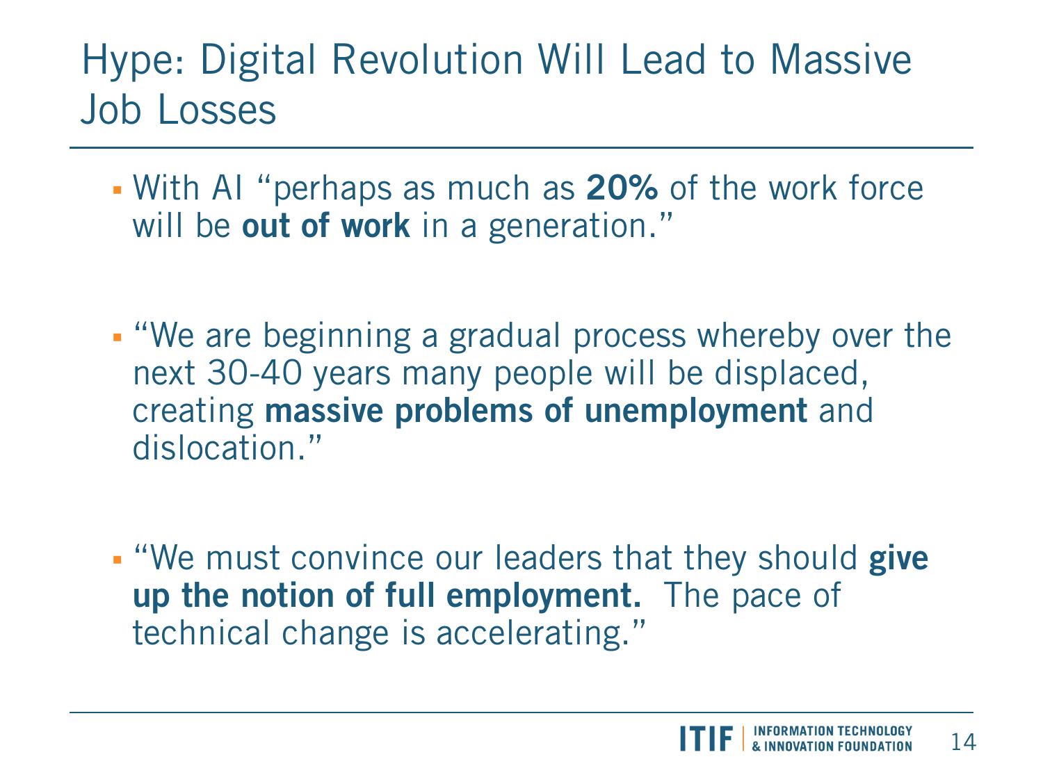# Hype: Digital Revolution Will Lead to Massive Job Losses

- With AI "perhaps as much as **20%** of the work force will be **out of work** in a generation."

- "We are beginning a gradual process whereby over the next 30-40 years many people will be displaced, creating **massive problems of unemployment** and dislocation."

- "We must convince our leaders that they should **give up the notion of full employment.** The pace of technical change is accelerating."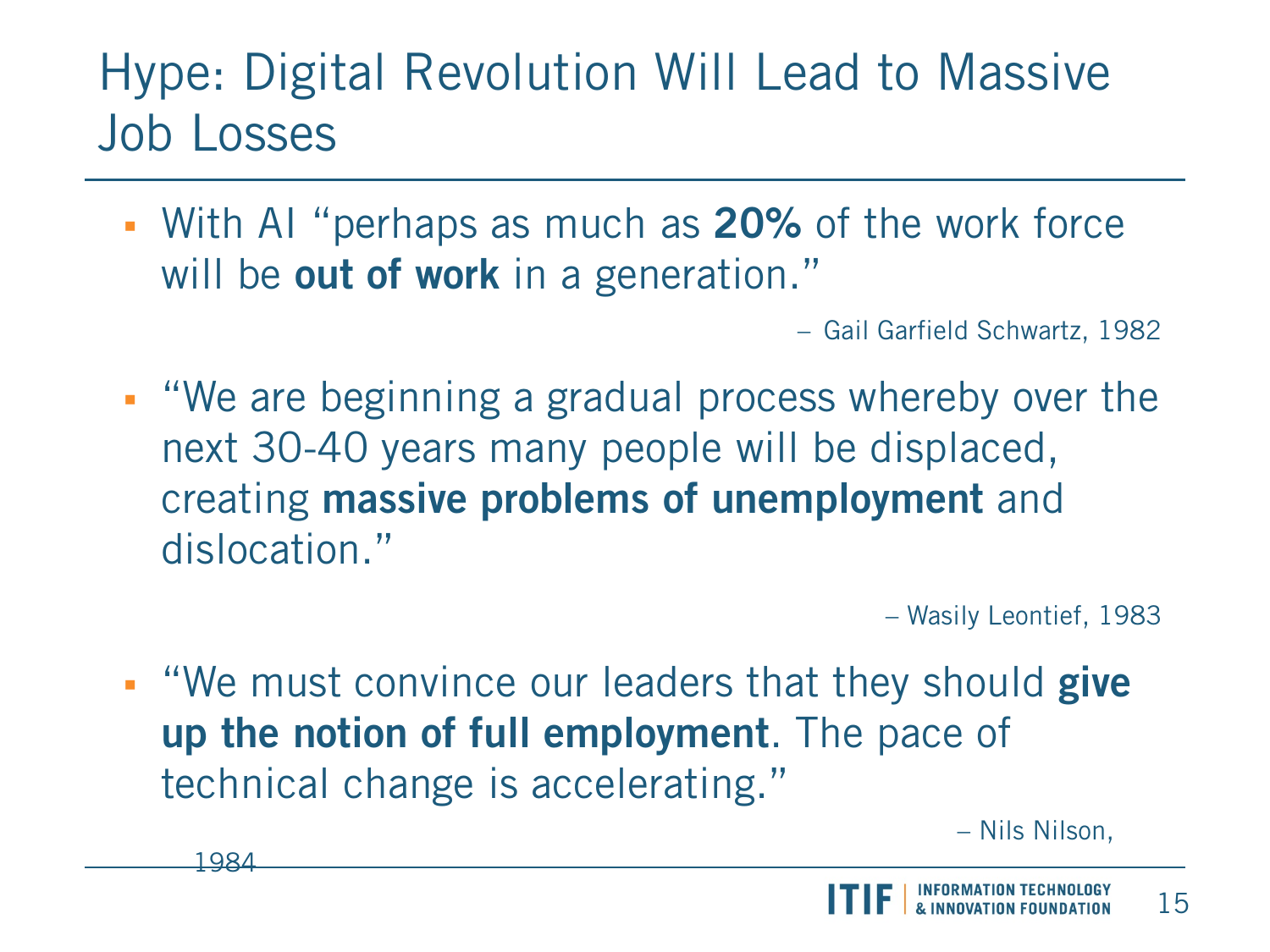# Hype: Digital Revolution Will Lead to Massive Job Losses

- With AI “perhaps as much as **20%** of the work force will be **out of work** in a generation.”

  – Gail Garfield Schwartz, 1982

- “We are beginning a gradual process whereby over the next 30-40 years many people will be displaced, creating **massive problems of unemployment** and dislocation.”

  – Wasily Leontief, 1983

- “We must convince our leaders that they should **give up the notion of full employment**. The pace of technical change is accelerating.”

  – Nils Nilson, 1984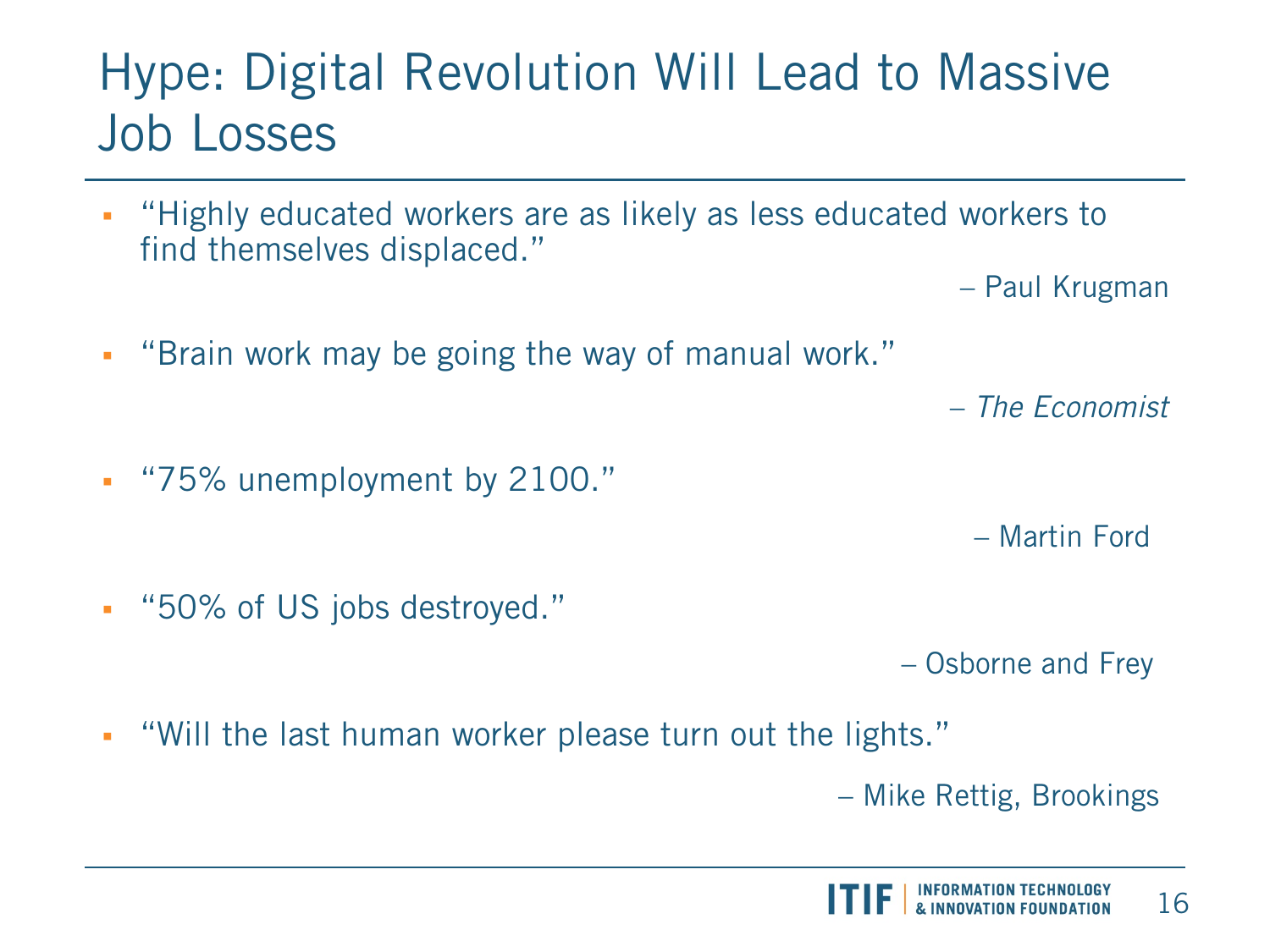# Hype: Digital Revolution Will Lead to Massive Job Losses

- "Highly educated workers are as likely as less educated workers to find themselves displaced."

  – Paul Krugman

- "Brain work may be going the way of manual work."

  – *The Economist*

- "75% unemployment by 2100."

  – Martin Ford

- "50% of US jobs destroyed."

  – Osborne and Frey

- "Will the last human worker please turn out the lights."

  – Mike Rettig, Brookings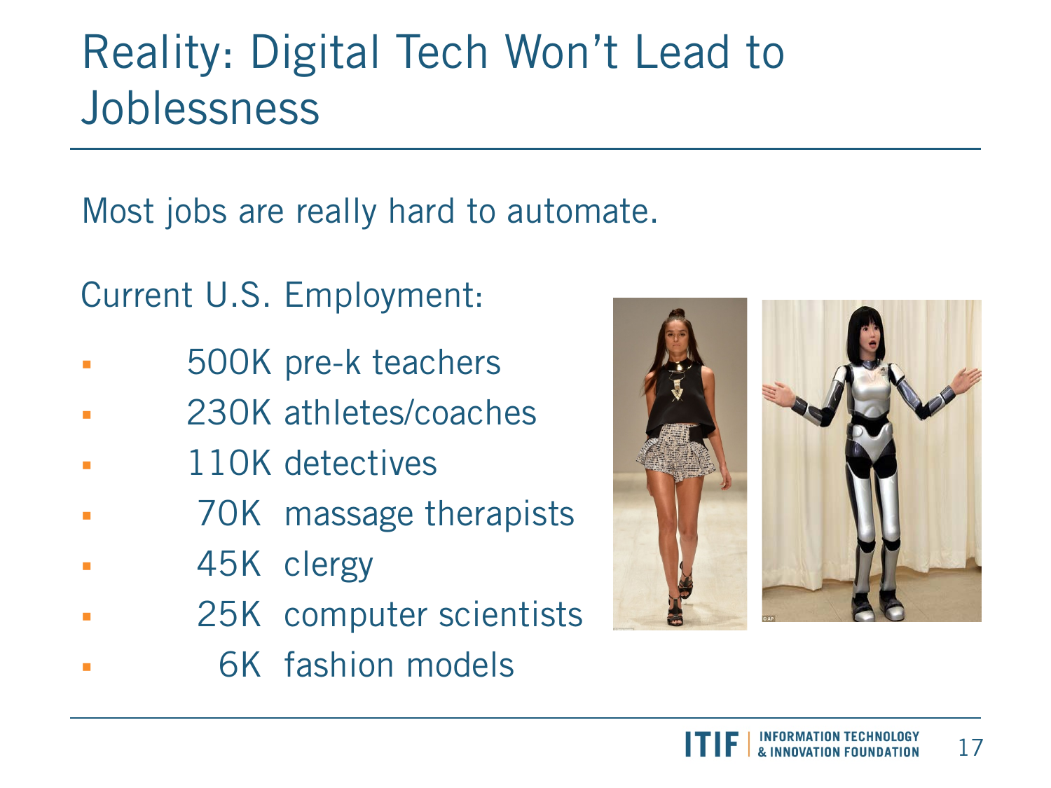# Reality: Digital Tech Won't Lead to Joblessness

Most jobs are really hard to automate.

Current U.S. Employment:

- 500K pre-k teachers
- 230K athletes/coaches
- 110K detectives
- 70K massage therapists
- 45K clergy
- 25K computer scientists
- 6K fashion models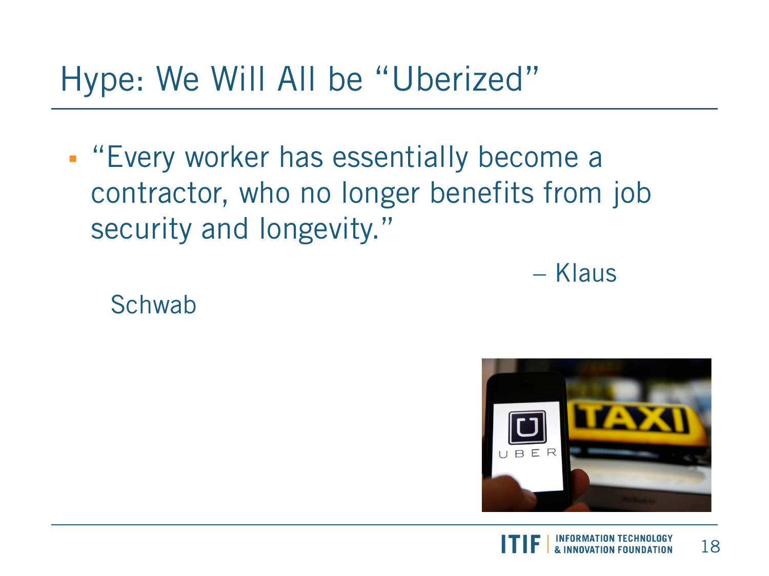# Hype: We Will All be "Uberized"

- "Every worker has essentially become a contractor, who no longer benefits from job security and longevity."

  – Klaus Schwab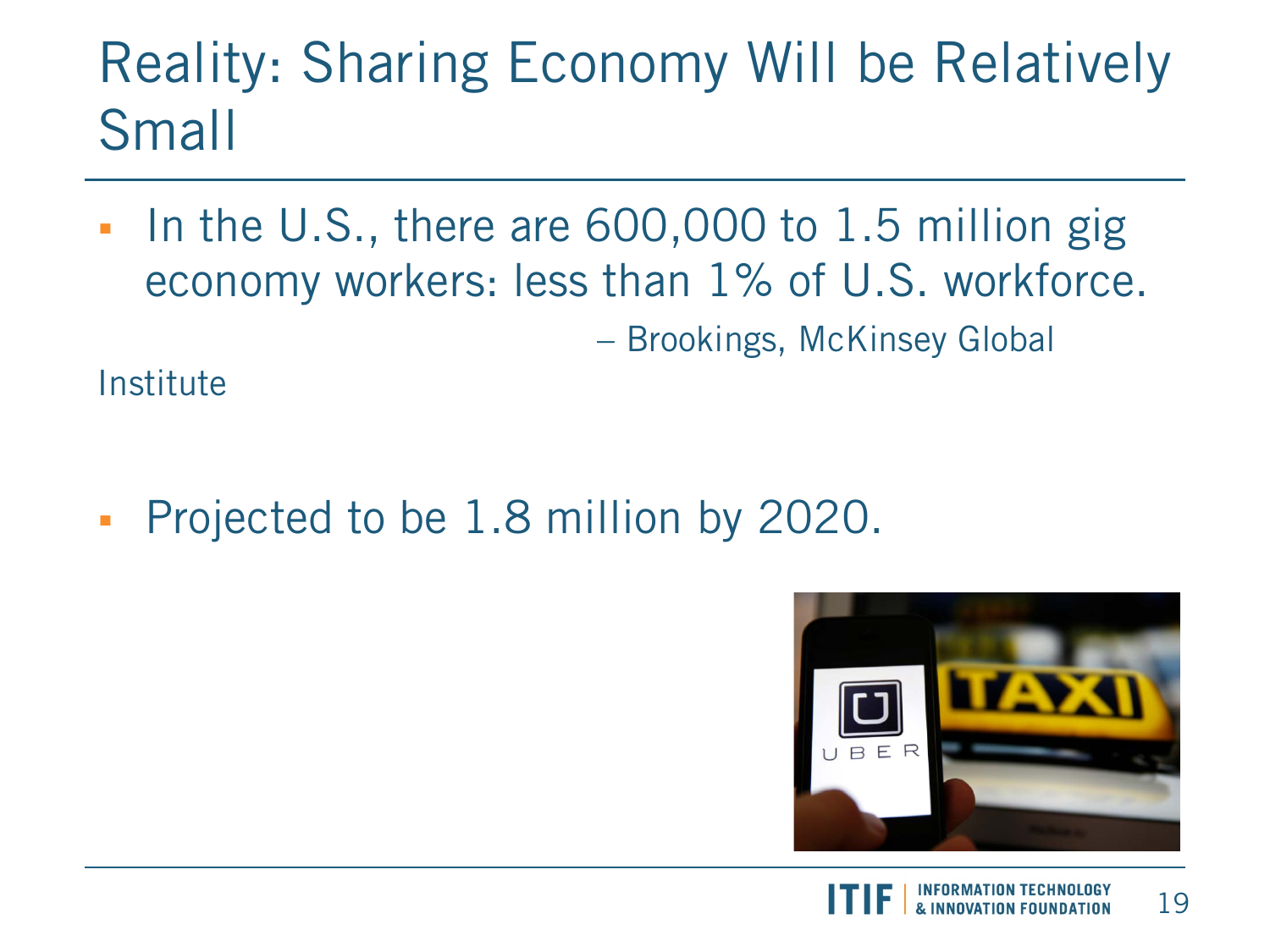# Reality: Sharing Economy Will be Relatively Small

- In the U.S., there are 600,000 to 1.5 million gig economy workers: less than 1% of U.S. workforce.

  – Brookings, McKinsey Global Institute

- Projected to be 1.8 million by 2020.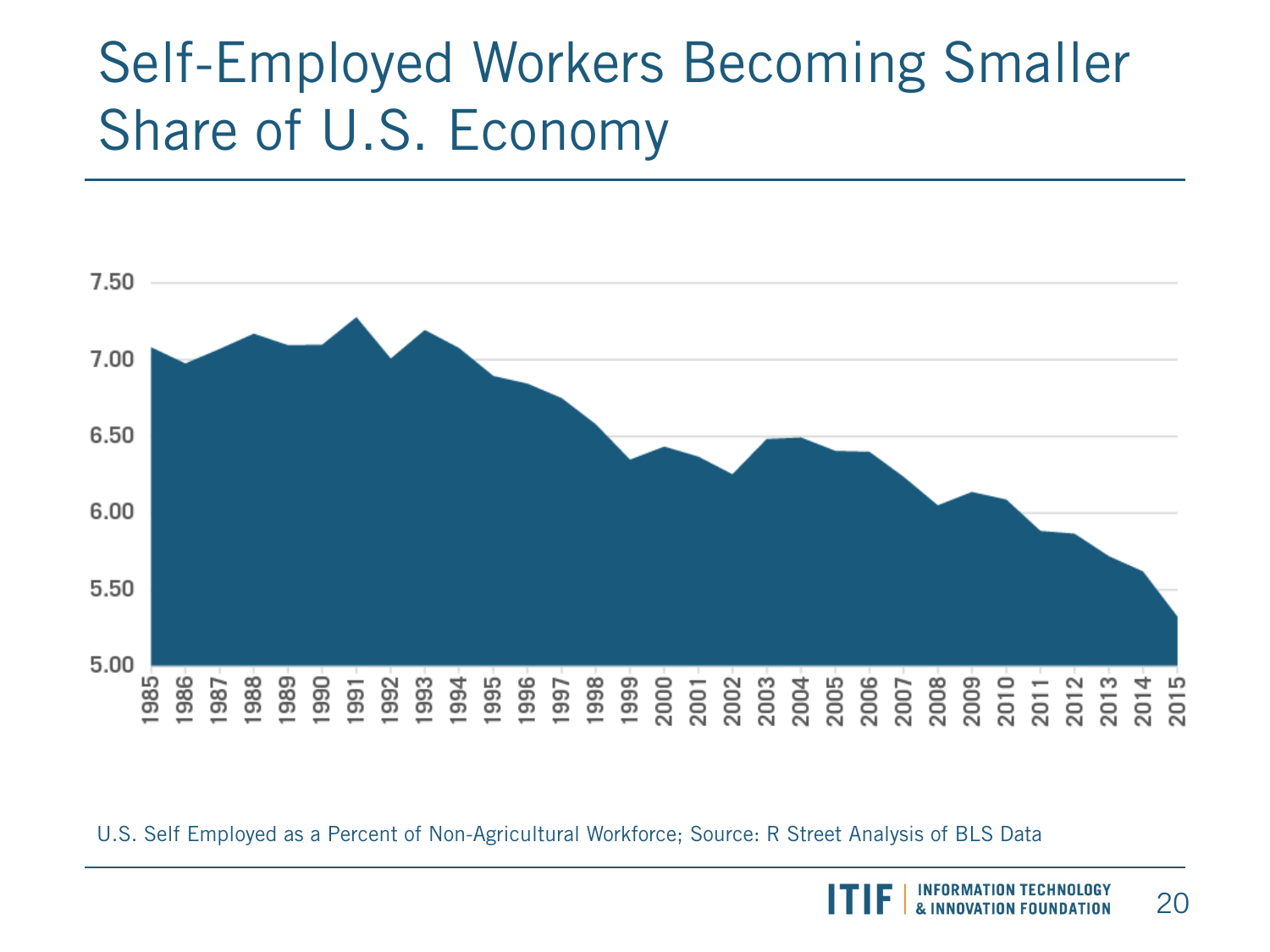# Self-Employed Workers Becoming Smaller Share of U.S. Economy

U.S. Self Employed as a Percent of Non-Agricultural Workforce; Source: R Street Analysis of BLS Data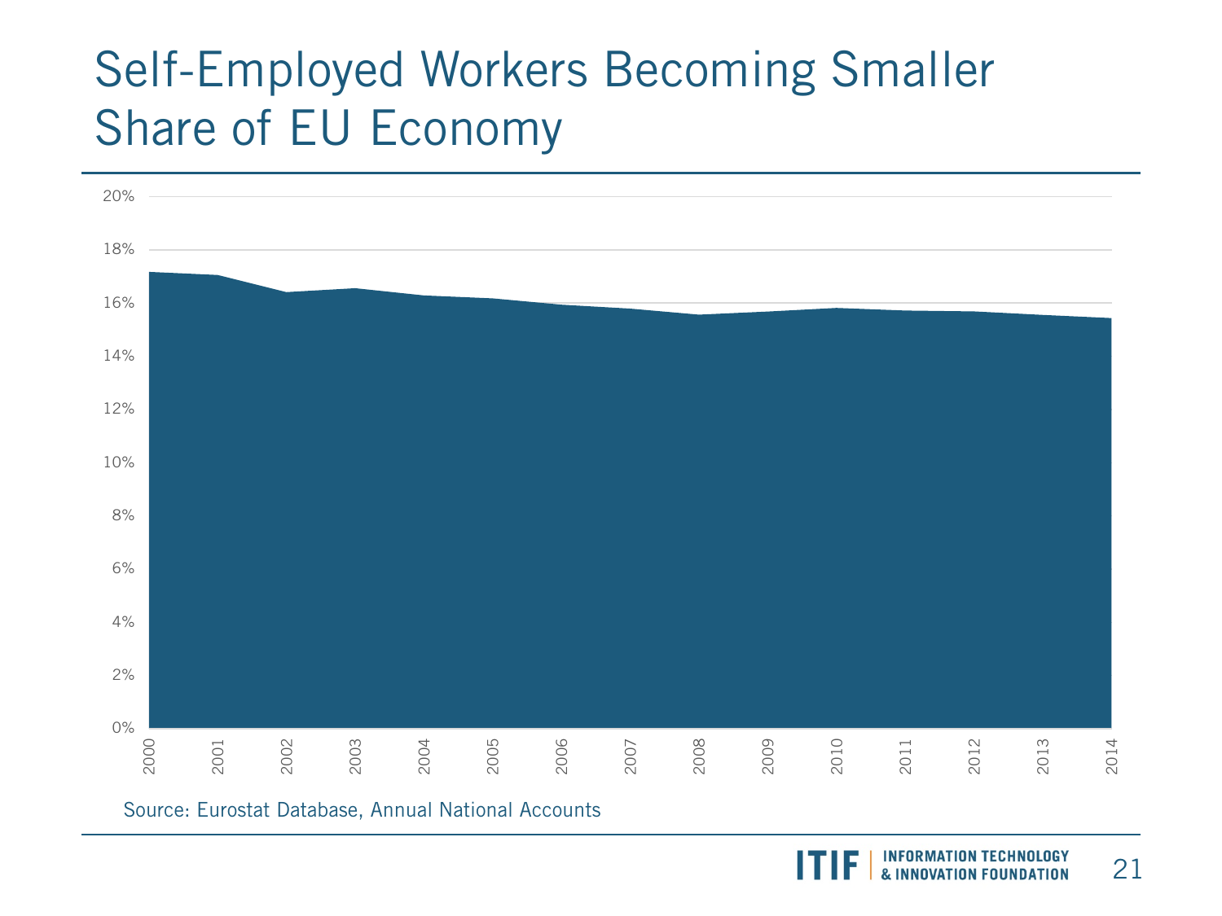# Self-Employed Workers Becoming Smaller Share of EU Economy

Source: Eurostat Database, Annual National Accounts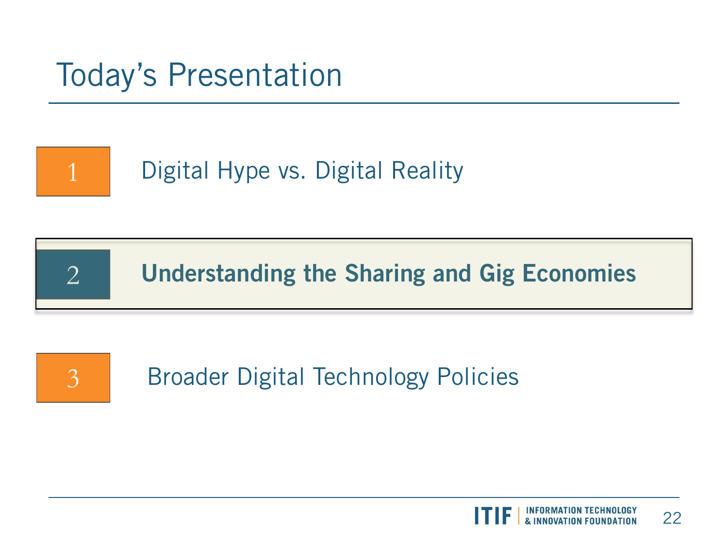# Today's Presentation

1. Digital Hype vs. Digital Reality

2. **Understanding the Sharing and Gig Economies**

3. Broader Digital Technology Policies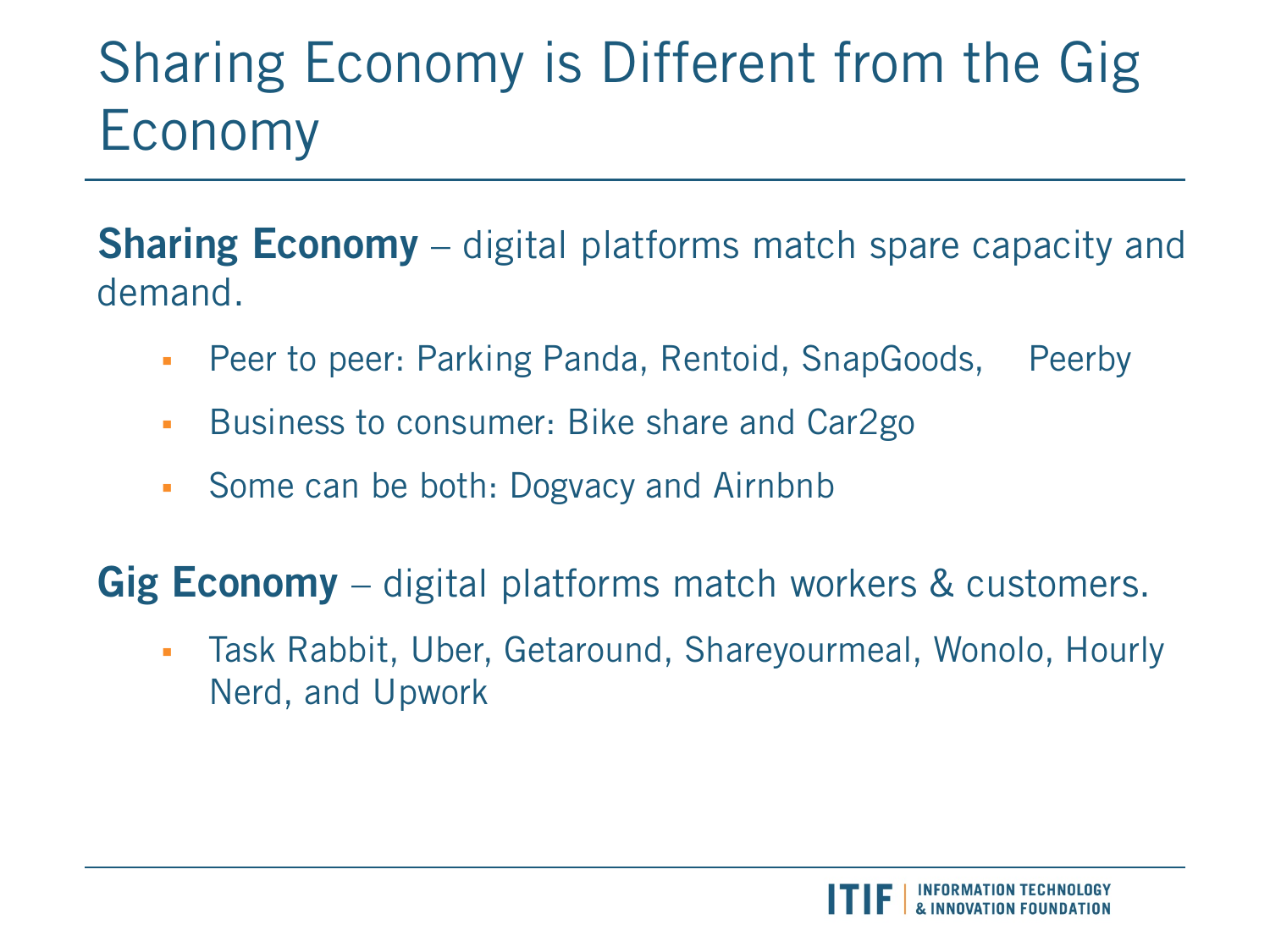# Sharing Economy is Different from the Gig Economy

**Sharing Economy** – digital platforms match spare capacity and demand.

- Peer to peer: Parking Panda, Rentoid, SnapGoods, Peerby
- Business to consumer: Bike share and Car2go
- Some can be both: Dogvacy and Airnbnb

**Gig Economy** – digital platforms match workers & customers.

- Task Rabbit, Uber, Getaround, Shareyourmeal, Wonolo, Hourly Nerd, and Upwork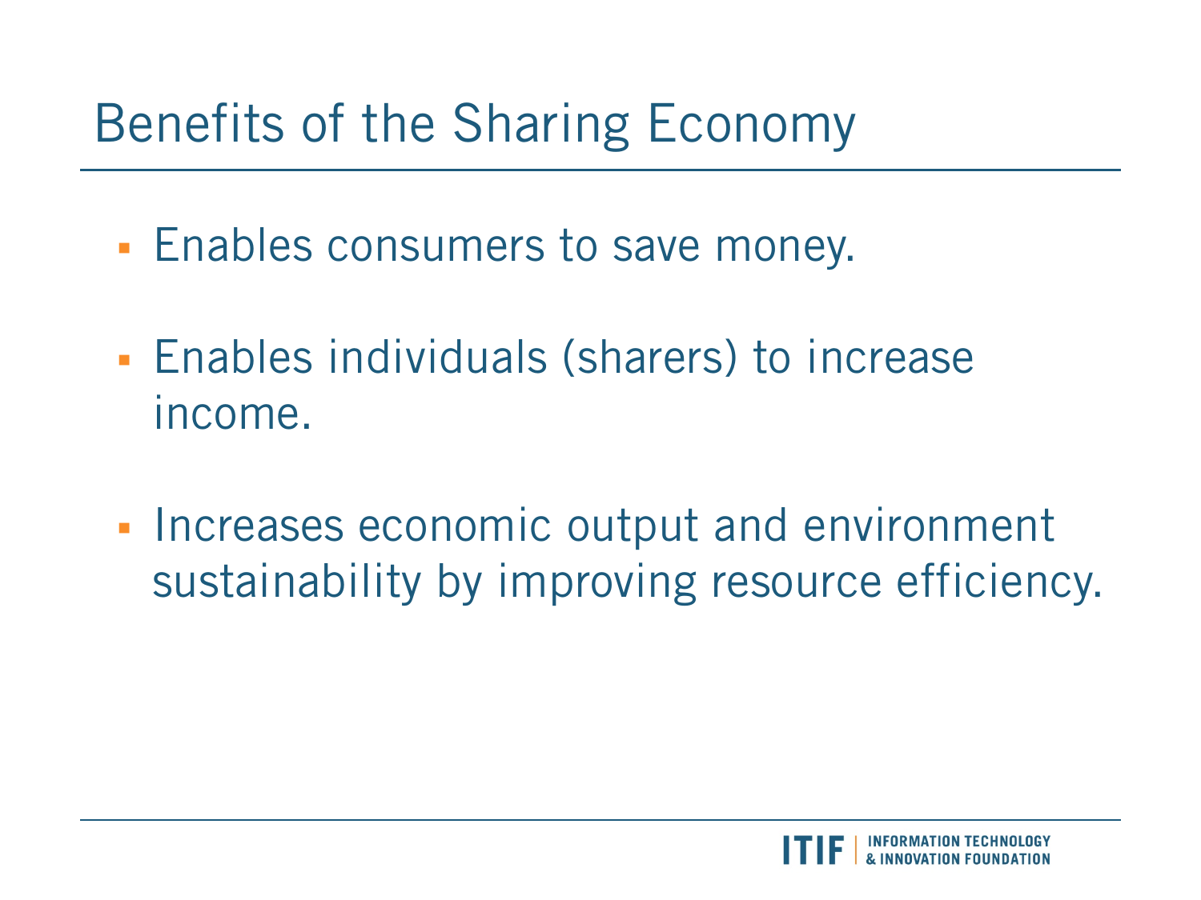# Benefits of the Sharing Economy

- Enables consumers to save money.
- Enables individuals (sharers) to increase income.
- Increases economic output and environment sustainability by improving resource efficiency.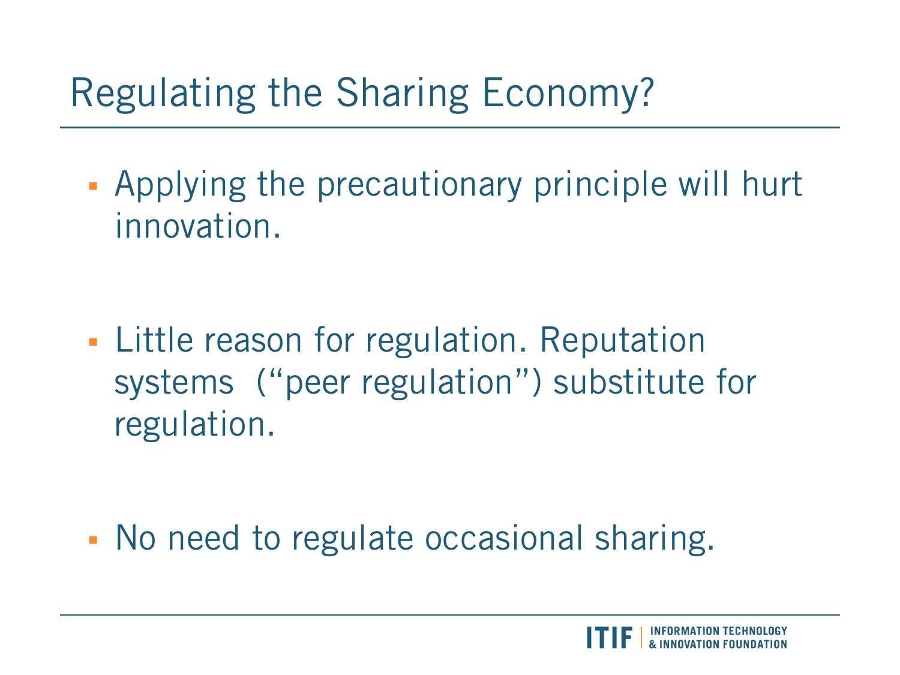# Regulating the Sharing Economy?

- Applying the precautionary principle will hurt innovation.
- Little reason for regulation. Reputation systems ("peer regulation") substitute for regulation.
- No need to regulate occasional sharing.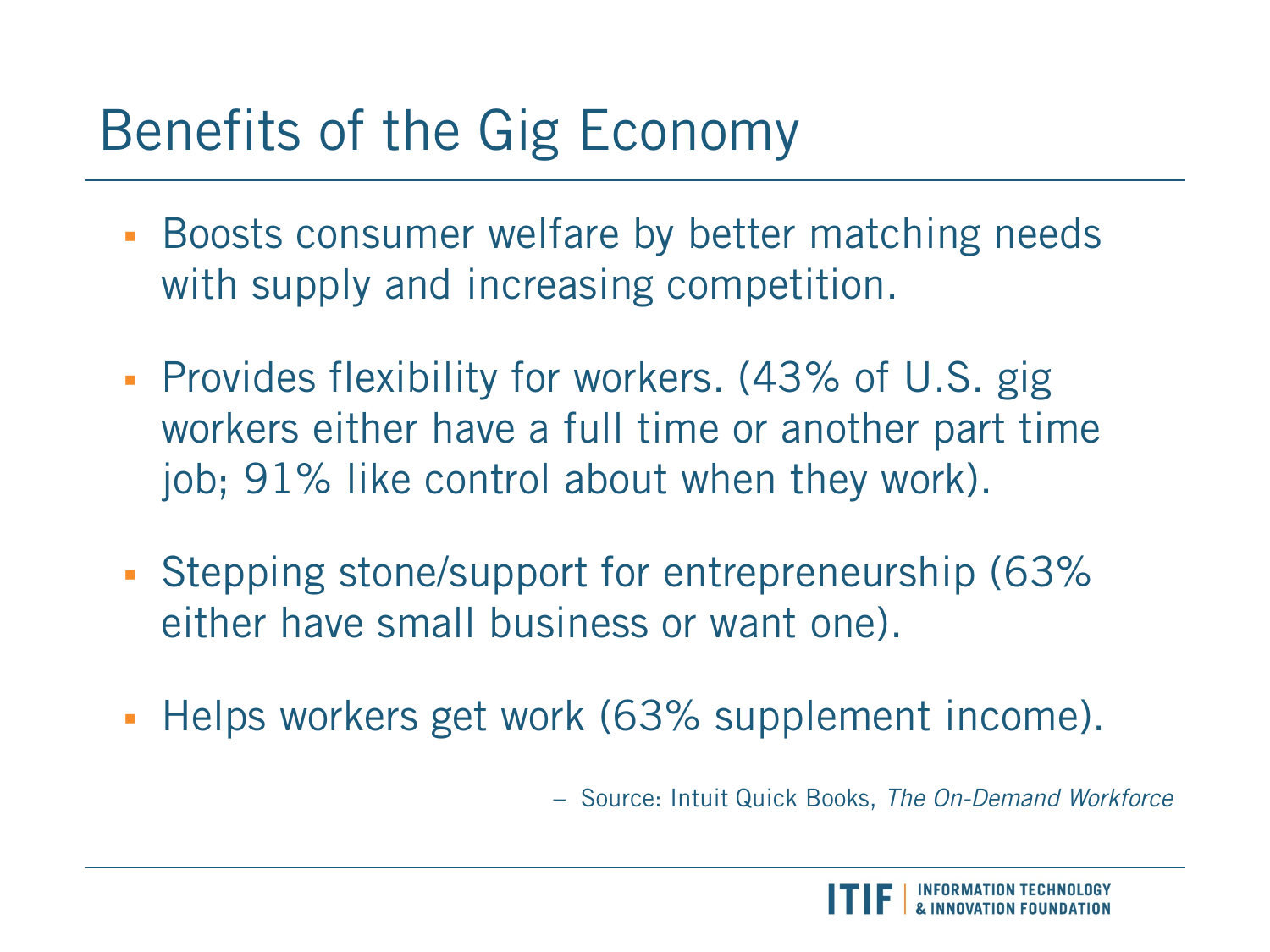# Benefits of the Gig Economy

- Boosts consumer welfare by better matching needs with supply and increasing competition.
- Provides flexibility for workers. (43% of U.S. gig workers either have a full time or another part time job; 91% like control about when they work).
- Stepping stone/support for entrepreneurship (63% either have small business or want one).
- Helps workers get work (63% supplement income).

– Source: Intuit Quick Books, *The On-Demand Workforce*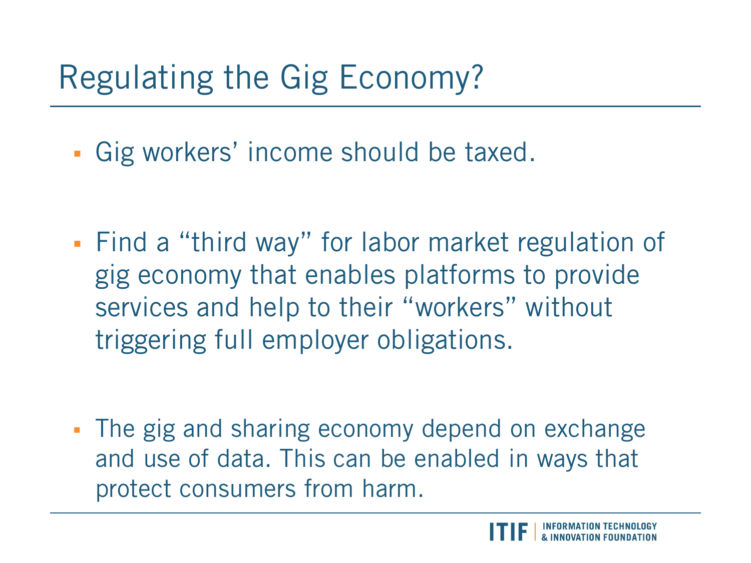# Regulating the Gig Economy?

- Gig workers' income should be taxed.
- Find a "third way" for labor market regulation of gig economy that enables platforms to provide services and help to their "workers" without triggering full employer obligations.
- The gig and sharing economy depend on exchange and use of data. This can be enabled in ways that protect consumers from harm.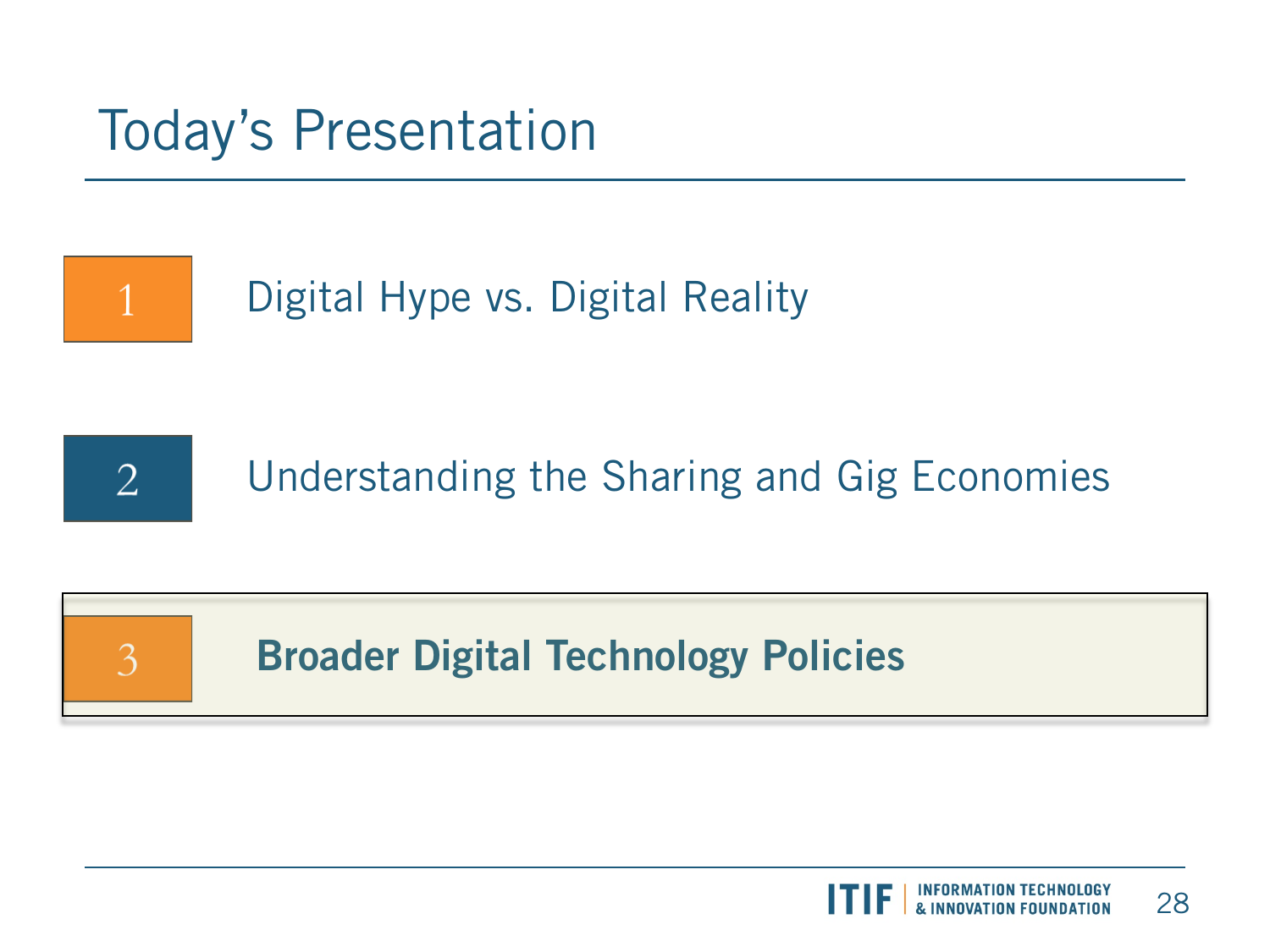# Today's Presentation

1. Digital Hype vs. Digital Reality

2. Understanding the Sharing and Gig Economies

3. **Broader Digital Technology Policies**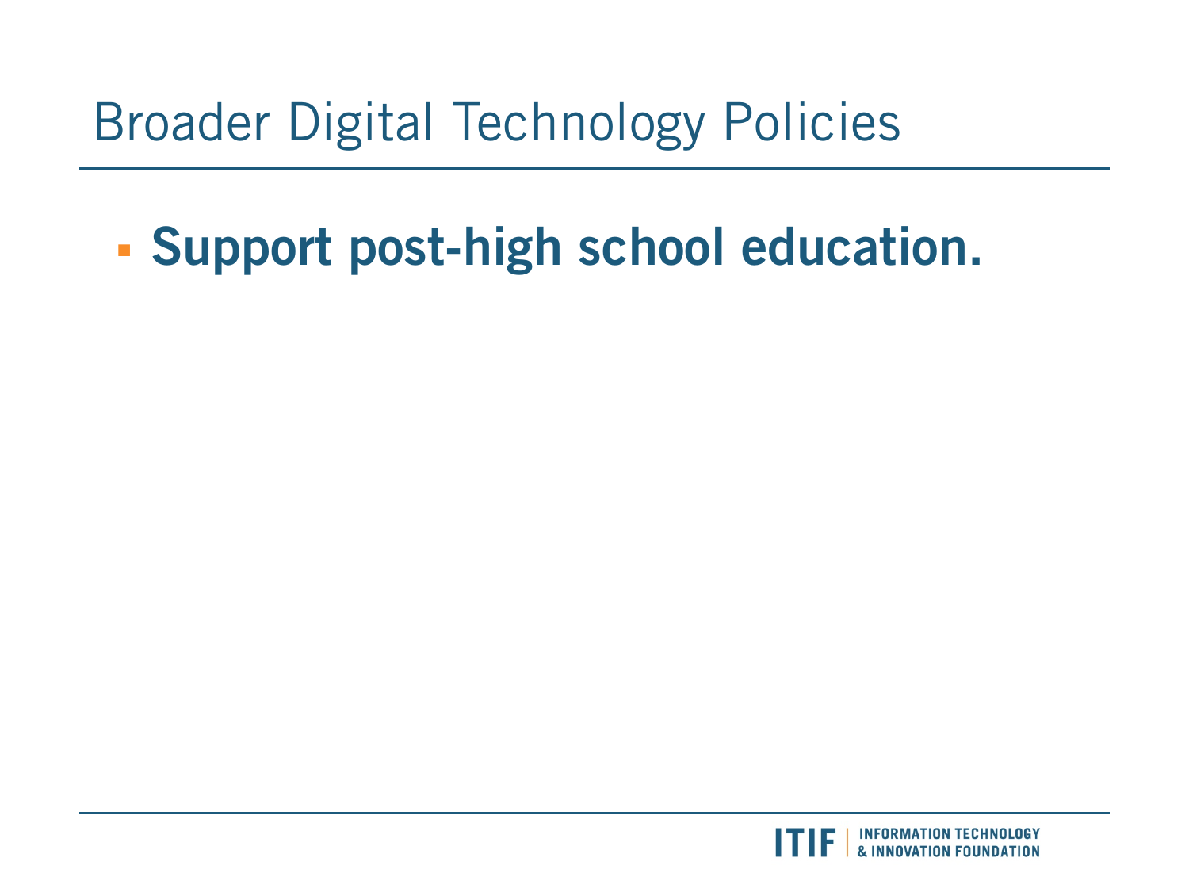# Broader Digital Technology Policies

- **Support post-high school education.**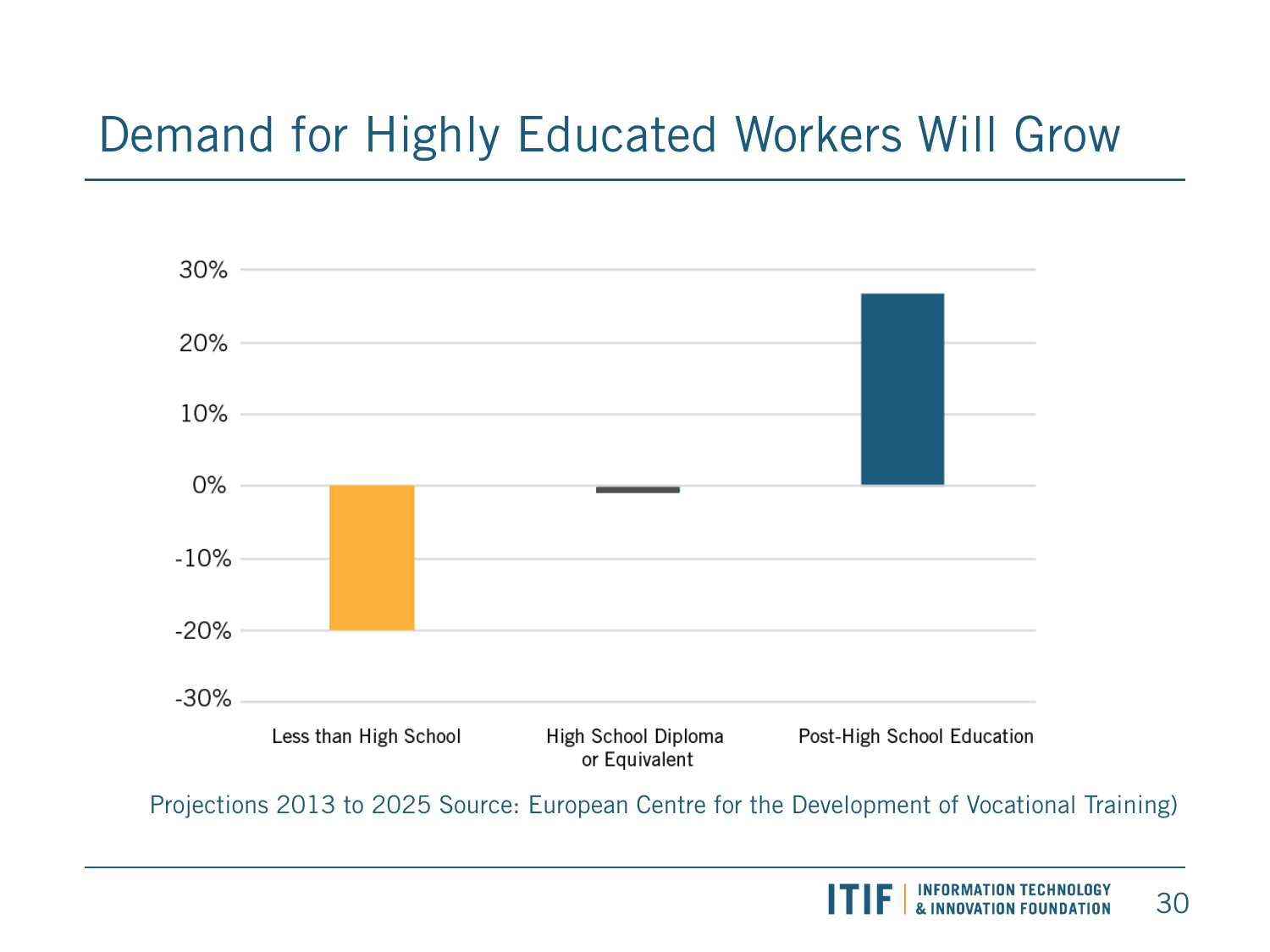# Demand for Highly Educated Workers Will Grow

| Category | Projected change |
| --- | --- |
| Less than High School | approx. -20% |
| High School Diploma or Equivalent | approx. -1% |
| Post-High School Education | approx. 27% |

Projections 2013 to 2025 Source: European Centre for the Development of Vocational Training)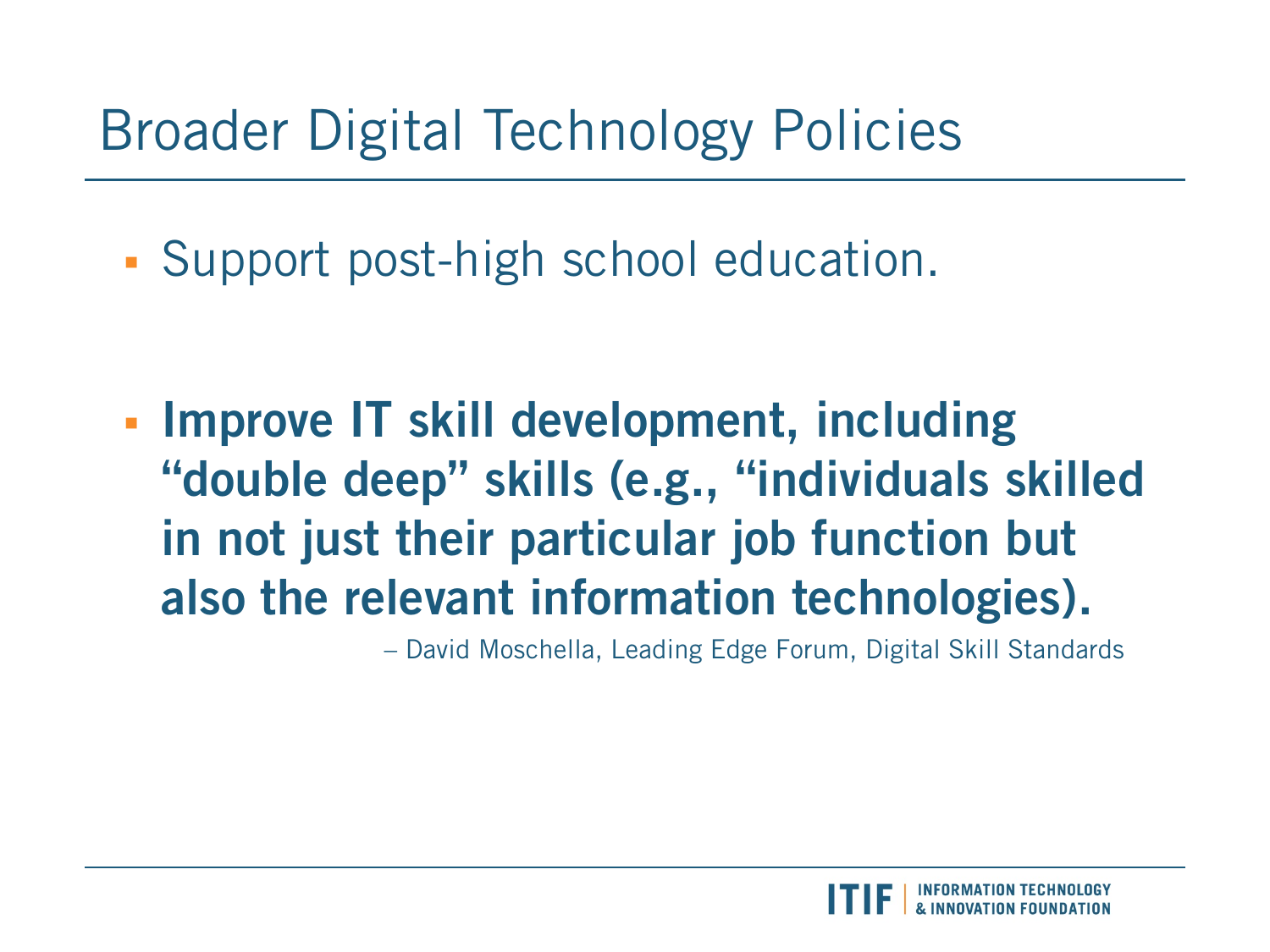# Broader Digital Technology Policies

- Support post-high school education.

- **Improve IT skill development, including "double deep" skills (e.g., "individuals skilled in not just their particular job function but also the relevant information technologies).**

– David Moschella, Leading Edge Forum, Digital Skill Standards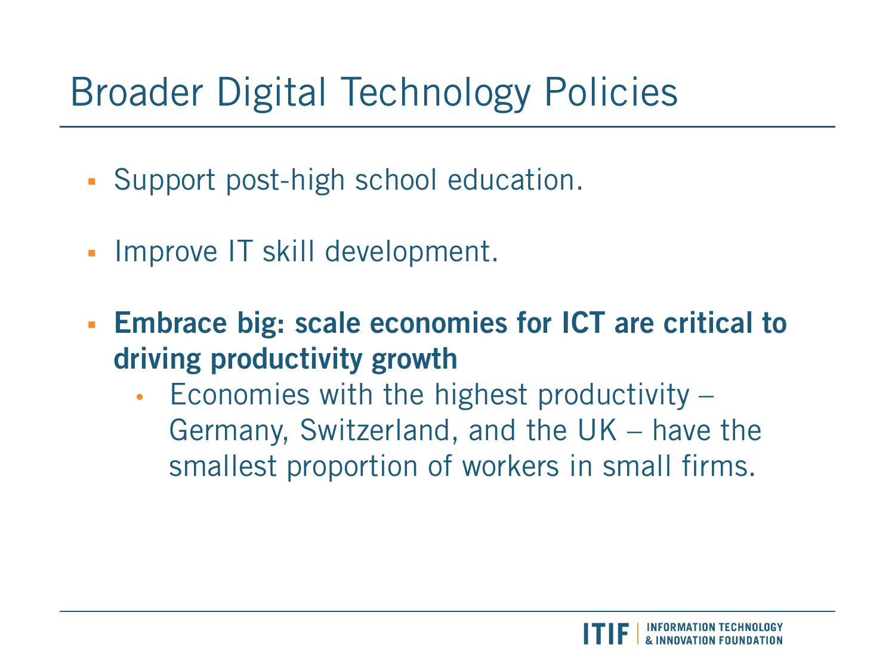# Broader Digital Technology Policies

- Support post-high school education.
- Improve IT skill development.
- **Embrace big: scale economies for ICT are critical to driving productivity growth**
  - Economies with the highest productivity – Germany, Switzerland, and the UK – have the smallest proportion of workers in small firms.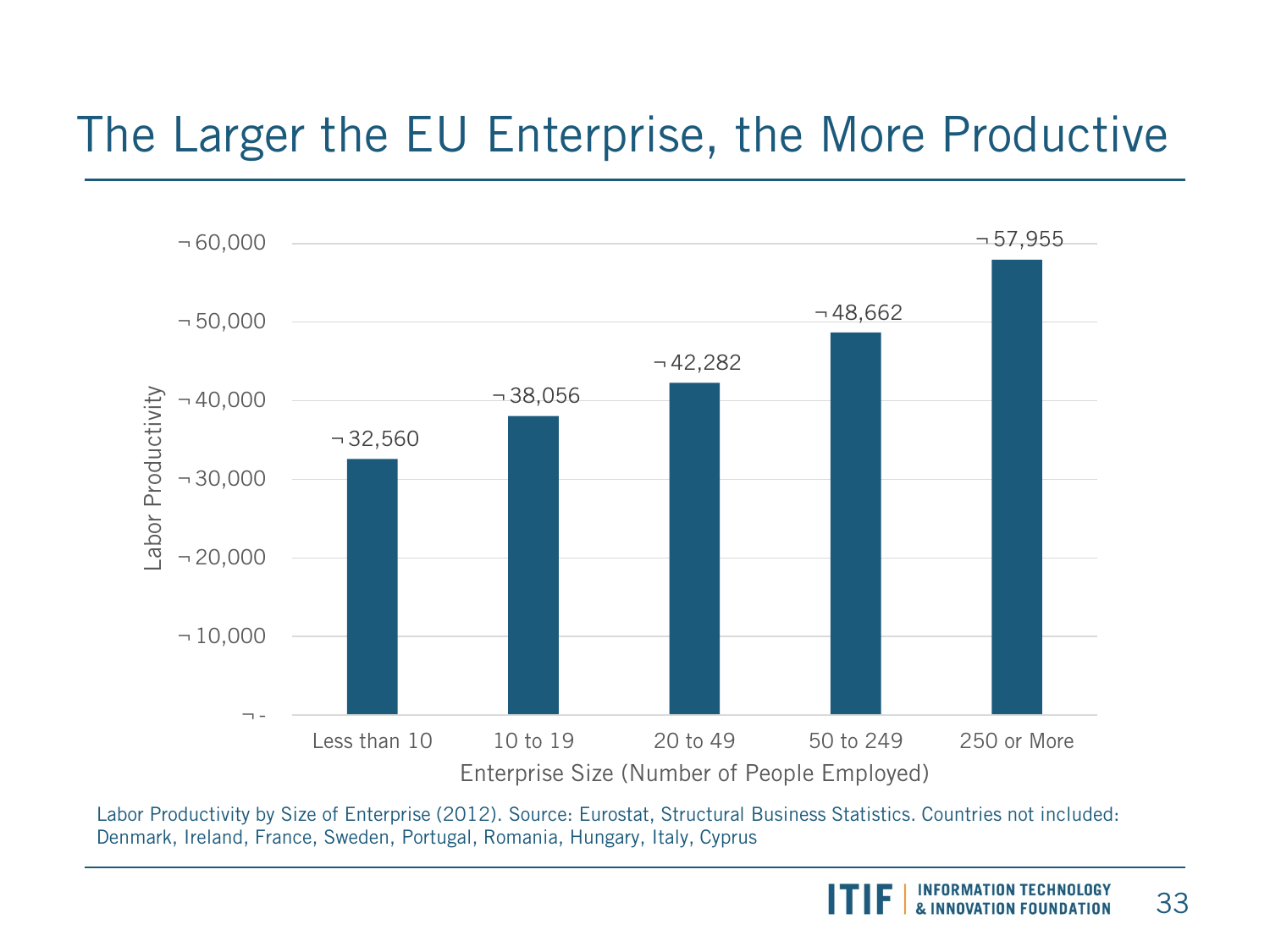# The Larger the EU Enterprise, the More Productive

| Enterprise Size (Number of People Employed) | Labor Productivity |
|---|---|
| Less than 10 | ¬ 32,560 |
| 10 to 19 | ¬ 38,056 |
| 20 to 49 | ¬ 42,282 |
| 50 to 249 | ¬ 48,662 |
| 250 or More | ¬ 57,955 |

Labor Productivity by Size of Enterprise (2012). Source: Eurostat, Structural Business Statistics. Countries not included: Denmark, Ireland, France, Sweden, Portugal, Romania, Hungary, Italy, Cyprus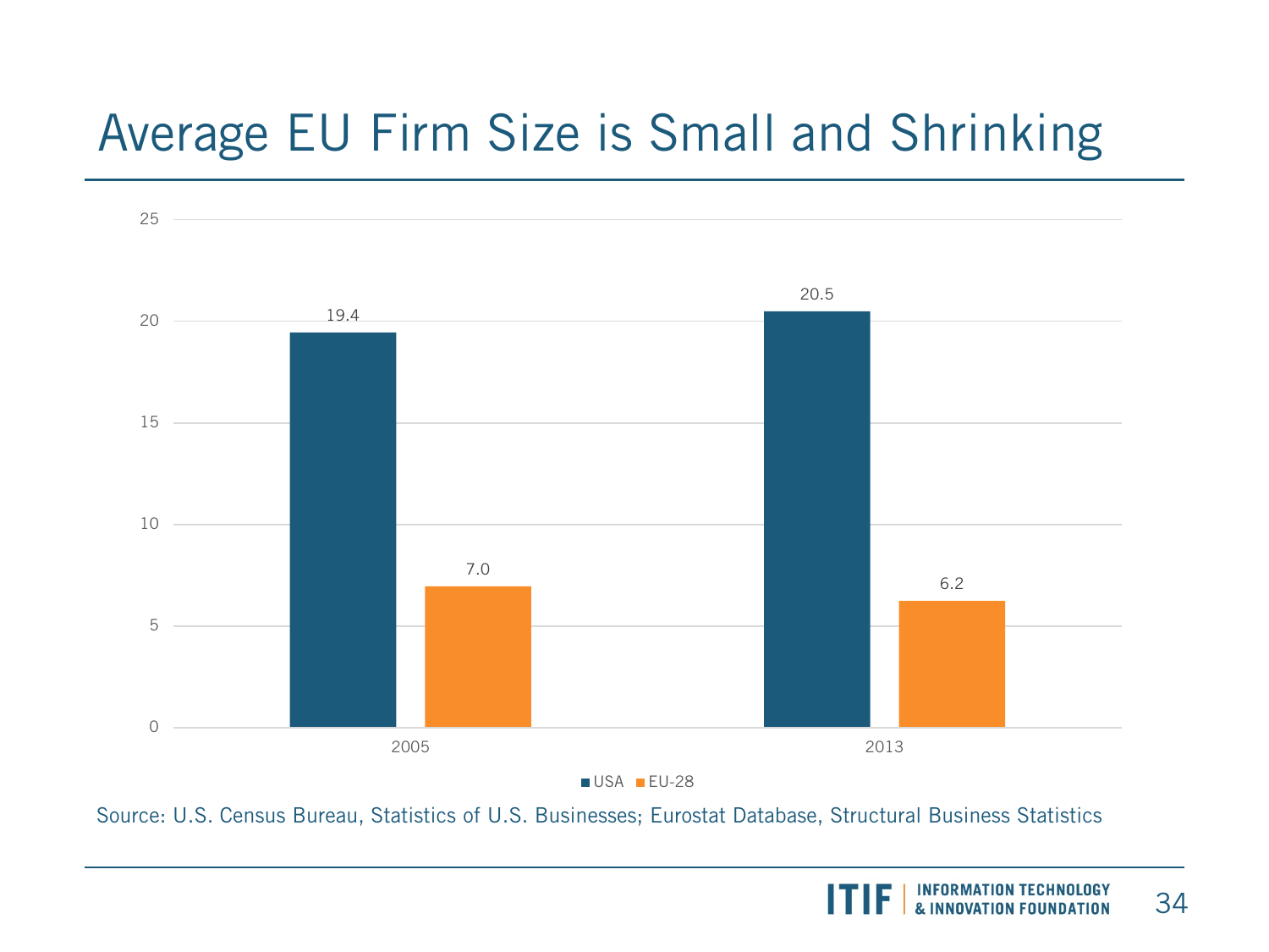# Average EU Firm Size is Small and Shrinking

| | USA | EU-28 |
|---|---|---|
| 2005 | 19.4 | 7.0 |
| 2013 | 20.5 | 6.2 |

Source: U.S. Census Bureau, Statistics of U.S. Businesses; Eurostat Database, Structural Business Statistics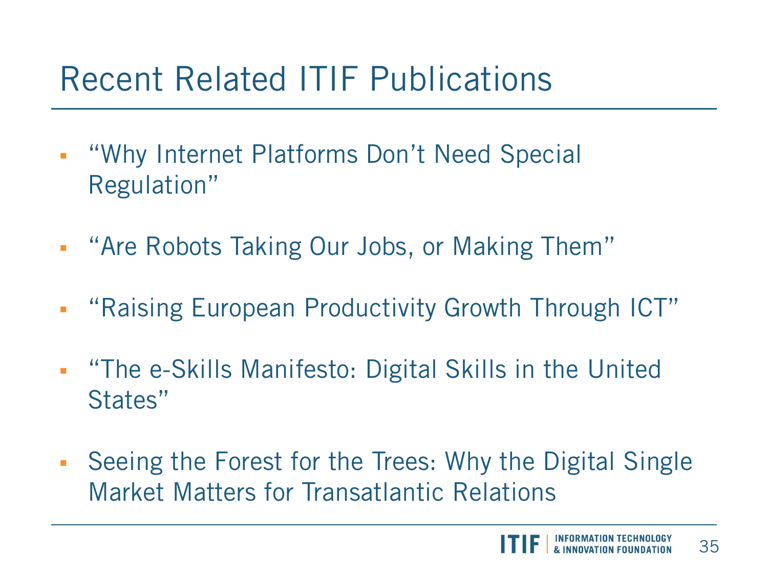# Recent Related ITIF Publications

- "Why Internet Platforms Don't Need Special Regulation"
- "Are Robots Taking Our Jobs, or Making Them"
- "Raising European Productivity Growth Through ICT"
- "The e-Skills Manifesto: Digital Skills in the United States"
- Seeing the Forest for the Trees: Why the Digital Single Market Matters for Transatlantic Relations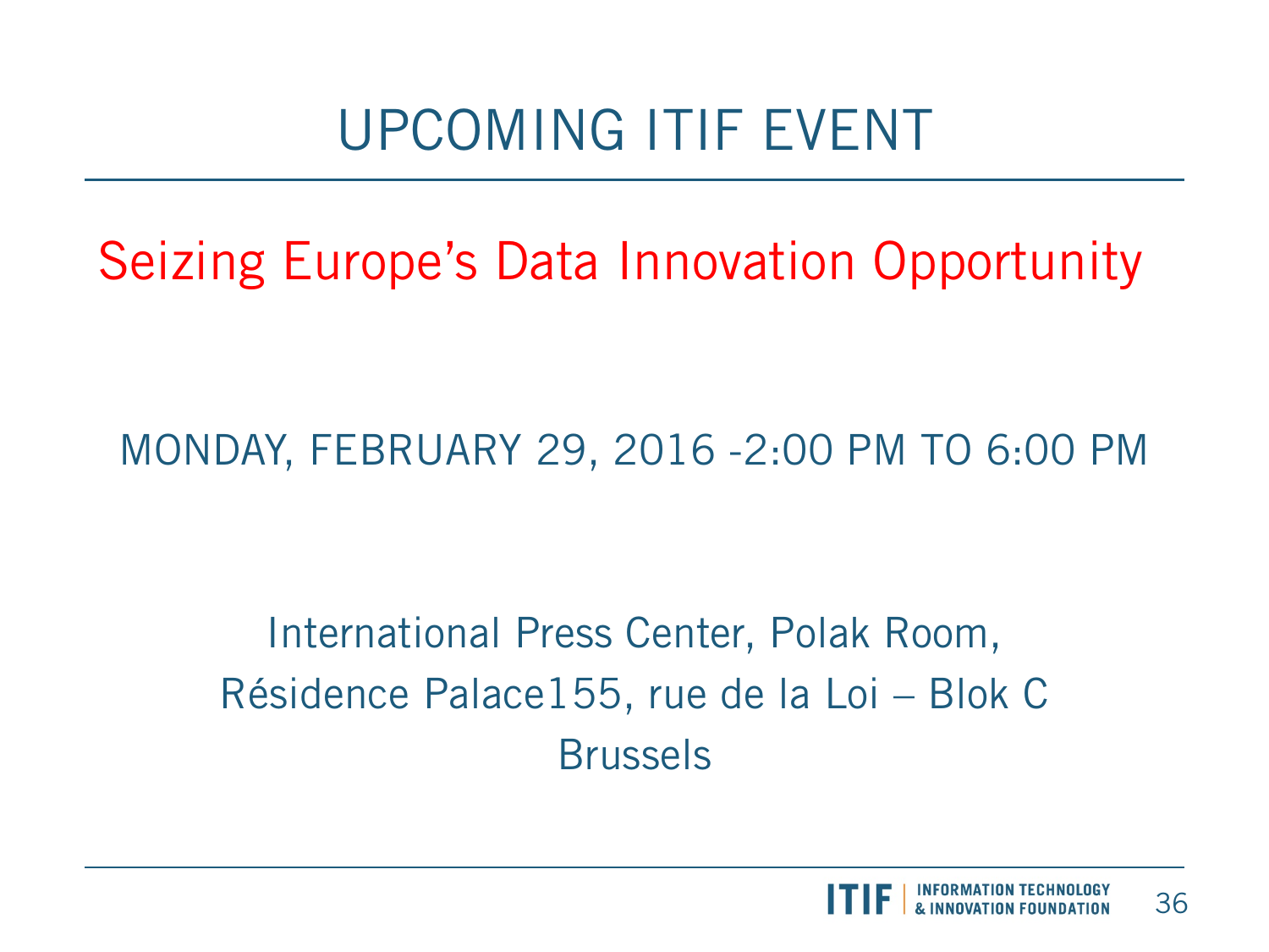# UPCOMING ITIF EVENT

## Seizing Europe's Data Innovation Opportunity

MONDAY, FEBRUARY 29, 2016 -2:00 PM TO 6:00 PM

International Press Center, Polak Room,
Résidence Palace155, rue de la Loi – Blok C
Brussels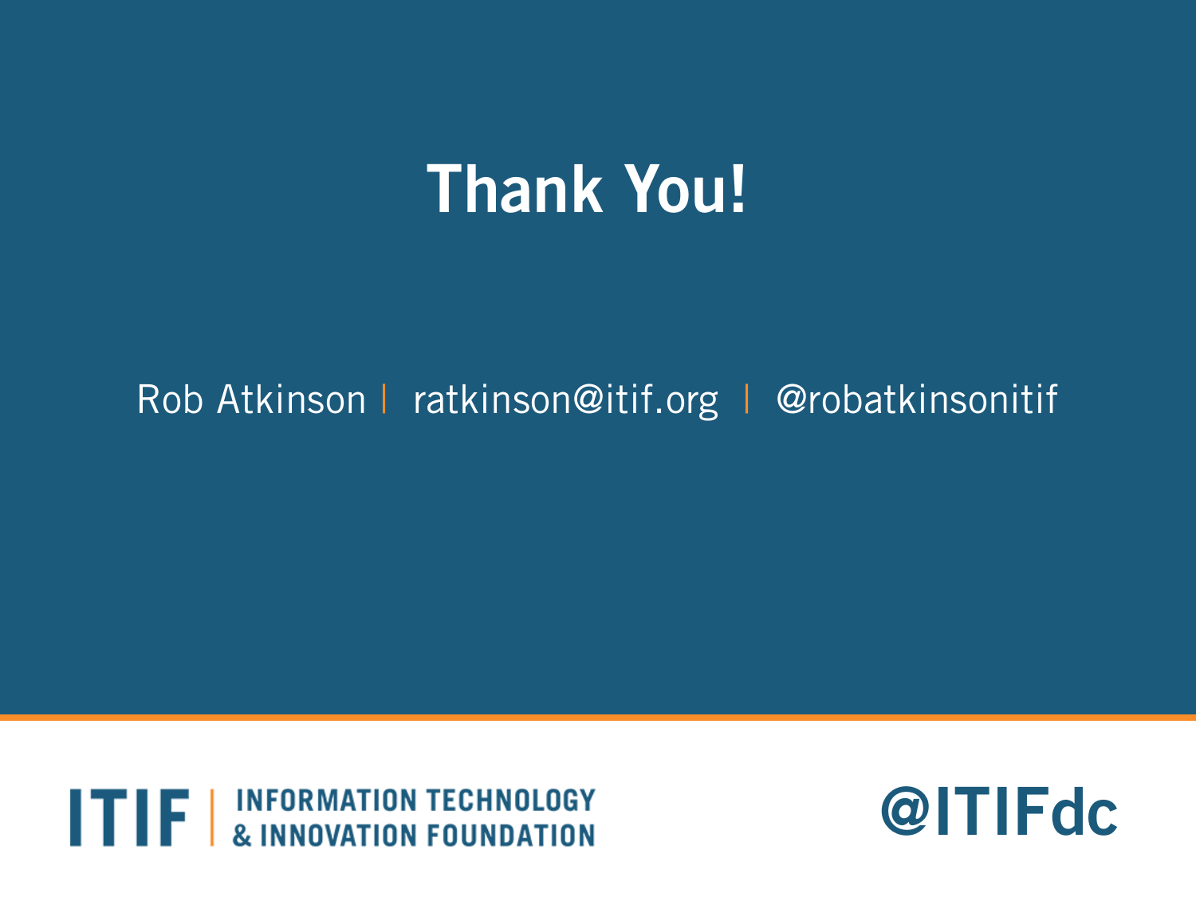# Thank You!

Rob Atkinson | ratkinson@itif.org | @robatkinsonitif

ITIF | INFORMATION TECHNOLOGY & INNOVATION FOUNDATION

@ITIFdc